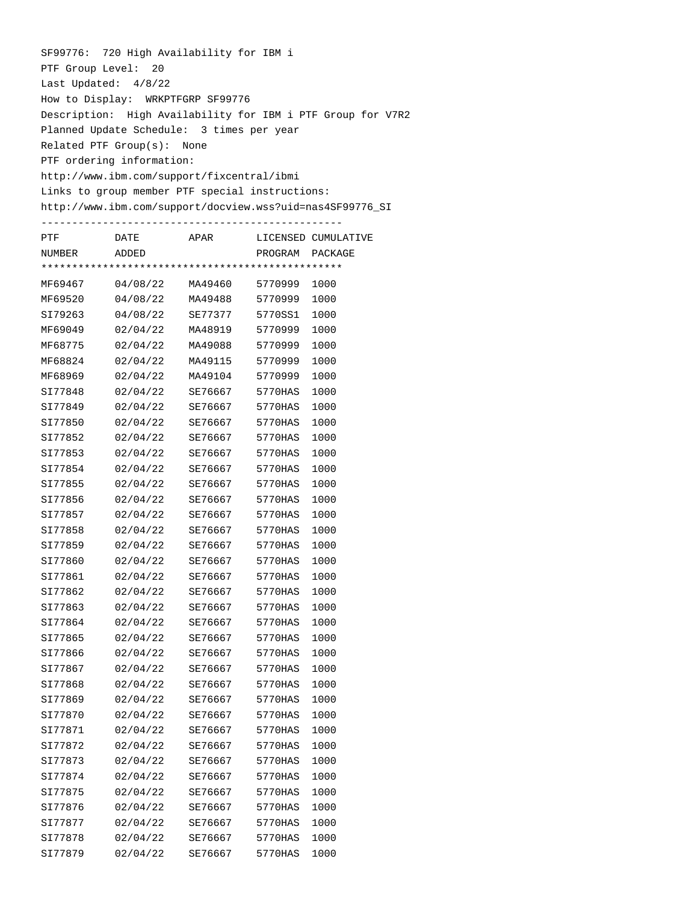SF99776: 720 High Availability for IBM i

PTF Group Level: 20

Last Updated: 4/8/22

How to Display: WRKPTFGRP SF99776

Description: High Availability for IBM i PTF Group for V7R2

Planned Update Schedule: 3 times per year

Related PTF Group(s): None

PTF ordering information:

http://www.ibm.com/support/fixcentral/ibmi

Links to group member PTF special instructions:

http://www.ibm.com/support/docview.wss?uid=nas4SF99776_SI

| PTF NUMBER | DATE ADDED | APAR | LICENSED PROGRAM | CUMULATIVE PACKAGE |
|---|---|---|---|---|
| MF69467 | 04/08/22 | MA49460 | 5770999 | 1000 |
| MF69520 | 04/08/22 | MA49488 | 5770999 | 1000 |
| SI79263 | 04/08/22 | SE77377 | 5770SS1 | 1000 |
| MF69049 | 02/04/22 | MA48919 | 5770999 | 1000 |
| MF68775 | 02/04/22 | MA49088 | 5770999 | 1000 |
| MF68824 | 02/04/22 | MA49115 | 5770999 | 1000 |
| MF68969 | 02/04/22 | MA49104 | 5770999 | 1000 |
| SI77848 | 02/04/22 | SE76667 | 5770HAS | 1000 |
| SI77849 | 02/04/22 | SE76667 | 5770HAS | 1000 |
| SI77850 | 02/04/22 | SE76667 | 5770HAS | 1000 |
| SI77852 | 02/04/22 | SE76667 | 5770HAS | 1000 |
| SI77853 | 02/04/22 | SE76667 | 5770HAS | 1000 |
| SI77854 | 02/04/22 | SE76667 | 5770HAS | 1000 |
| SI77855 | 02/04/22 | SE76667 | 5770HAS | 1000 |
| SI77856 | 02/04/22 | SE76667 | 5770HAS | 1000 |
| SI77857 | 02/04/22 | SE76667 | 5770HAS | 1000 |
| SI77858 | 02/04/22 | SE76667 | 5770HAS | 1000 |
| SI77859 | 02/04/22 | SE76667 | 5770HAS | 1000 |
| SI77860 | 02/04/22 | SE76667 | 5770HAS | 1000 |
| SI77861 | 02/04/22 | SE76667 | 5770HAS | 1000 |
| SI77862 | 02/04/22 | SE76667 | 5770HAS | 1000 |
| SI77863 | 02/04/22 | SE76667 | 5770HAS | 1000 |
| SI77864 | 02/04/22 | SE76667 | 5770HAS | 1000 |
| SI77865 | 02/04/22 | SE76667 | 5770HAS | 1000 |
| SI77866 | 02/04/22 | SE76667 | 5770HAS | 1000 |
| SI77867 | 02/04/22 | SE76667 | 5770HAS | 1000 |
| SI77868 | 02/04/22 | SE76667 | 5770HAS | 1000 |
| SI77869 | 02/04/22 | SE76667 | 5770HAS | 1000 |
| SI77870 | 02/04/22 | SE76667 | 5770HAS | 1000 |
| SI77871 | 02/04/22 | SE76667 | 5770HAS | 1000 |
| SI77872 | 02/04/22 | SE76667 | 5770HAS | 1000 |
| SI77873 | 02/04/22 | SE76667 | 5770HAS | 1000 |
| SI77874 | 02/04/22 | SE76667 | 5770HAS | 1000 |
| SI77875 | 02/04/22 | SE76667 | 5770HAS | 1000 |
| SI77876 | 02/04/22 | SE76667 | 5770HAS | 1000 |
| SI77877 | 02/04/22 | SE76667 | 5770HAS | 1000 |
| SI77878 | 02/04/22 | SE76667 | 5770HAS | 1000 |
| SI77879 | 02/04/22 | SE76667 | 5770HAS | 1000 |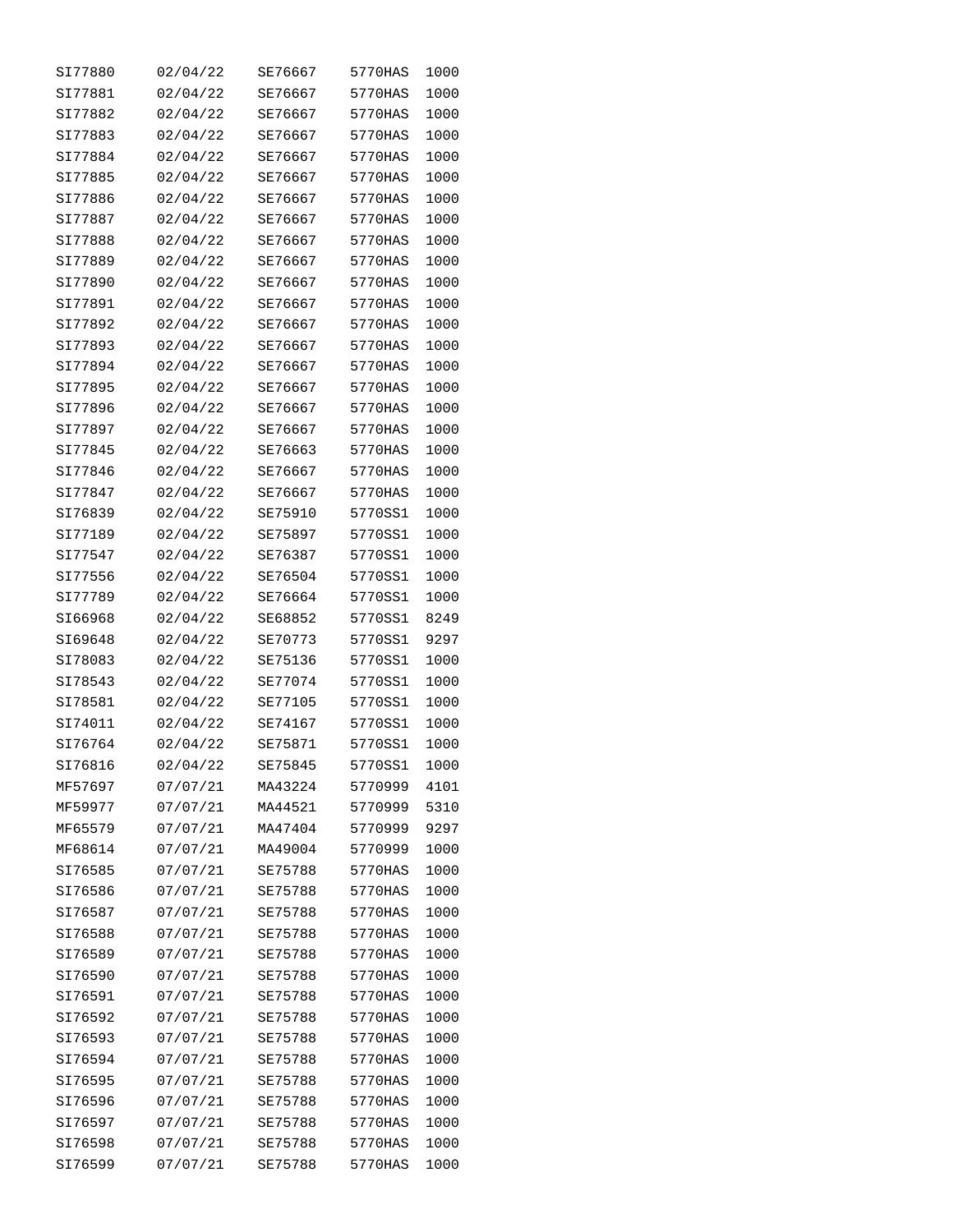| | | | | |
|---|---|---|---|---|
| SI77880 | 02/04/22 | SE76667 | 5770HAS | 1000 |
| SI77881 | 02/04/22 | SE76667 | 5770HAS | 1000 |
| SI77882 | 02/04/22 | SE76667 | 5770HAS | 1000 |
| SI77883 | 02/04/22 | SE76667 | 5770HAS | 1000 |
| SI77884 | 02/04/22 | SE76667 | 5770HAS | 1000 |
| SI77885 | 02/04/22 | SE76667 | 5770HAS | 1000 |
| SI77886 | 02/04/22 | SE76667 | 5770HAS | 1000 |
| SI77887 | 02/04/22 | SE76667 | 5770HAS | 1000 |
| SI77888 | 02/04/22 | SE76667 | 5770HAS | 1000 |
| SI77889 | 02/04/22 | SE76667 | 5770HAS | 1000 |
| SI77890 | 02/04/22 | SE76667 | 5770HAS | 1000 |
| SI77891 | 02/04/22 | SE76667 | 5770HAS | 1000 |
| SI77892 | 02/04/22 | SE76667 | 5770HAS | 1000 |
| SI77893 | 02/04/22 | SE76667 | 5770HAS | 1000 |
| SI77894 | 02/04/22 | SE76667 | 5770HAS | 1000 |
| SI77895 | 02/04/22 | SE76667 | 5770HAS | 1000 |
| SI77896 | 02/04/22 | SE76667 | 5770HAS | 1000 |
| SI77897 | 02/04/22 | SE76667 | 5770HAS | 1000 |
| SI77845 | 02/04/22 | SE76663 | 5770HAS | 1000 |
| SI77846 | 02/04/22 | SE76667 | 5770HAS | 1000 |
| SI77847 | 02/04/22 | SE76667 | 5770HAS | 1000 |
| SI76839 | 02/04/22 | SE75910 | 5770SS1 | 1000 |
| SI77189 | 02/04/22 | SE75897 | 5770SS1 | 1000 |
| SI77547 | 02/04/22 | SE76387 | 5770SS1 | 1000 |
| SI77556 | 02/04/22 | SE76504 | 5770SS1 | 1000 |
| SI77789 | 02/04/22 | SE76664 | 5770SS1 | 1000 |
| SI66968 | 02/04/22 | SE68852 | 5770SS1 | 8249 |
| SI69648 | 02/04/22 | SE70773 | 5770SS1 | 9297 |
| SI78083 | 02/04/22 | SE75136 | 5770SS1 | 1000 |
| SI78543 | 02/04/22 | SE77074 | 5770SS1 | 1000 |
| SI78581 | 02/04/22 | SE77105 | 5770SS1 | 1000 |
| SI74011 | 02/04/22 | SE74167 | 5770SS1 | 1000 |
| SI76764 | 02/04/22 | SE75871 | 5770SS1 | 1000 |
| SI76816 | 02/04/22 | SE75845 | 5770SS1 | 1000 |
| MF57697 | 07/07/21 | MA43224 | 5770999 | 4101 |
| MF59977 | 07/07/21 | MA44521 | 5770999 | 5310 |
| MF65579 | 07/07/21 | MA47404 | 5770999 | 9297 |
| MF68614 | 07/07/21 | MA49004 | 5770999 | 1000 |
| SI76585 | 07/07/21 | SE75788 | 5770HAS | 1000 |
| SI76586 | 07/07/21 | SE75788 | 5770HAS | 1000 |
| SI76587 | 07/07/21 | SE75788 | 5770HAS | 1000 |
| SI76588 | 07/07/21 | SE75788 | 5770HAS | 1000 |
| SI76589 | 07/07/21 | SE75788 | 5770HAS | 1000 |
| SI76590 | 07/07/21 | SE75788 | 5770HAS | 1000 |
| SI76591 | 07/07/21 | SE75788 | 5770HAS | 1000 |
| SI76592 | 07/07/21 | SE75788 | 5770HAS | 1000 |
| SI76593 | 07/07/21 | SE75788 | 5770HAS | 1000 |
| SI76594 | 07/07/21 | SE75788 | 5770HAS | 1000 |
| SI76595 | 07/07/21 | SE75788 | 5770HAS | 1000 |
| SI76596 | 07/07/21 | SE75788 | 5770HAS | 1000 |
| SI76597 | 07/07/21 | SE75788 | 5770HAS | 1000 |
| SI76598 | 07/07/21 | SE75788 | 5770HAS | 1000 |
| SI76599 | 07/07/21 | SE75788 | 5770HAS | 1000 |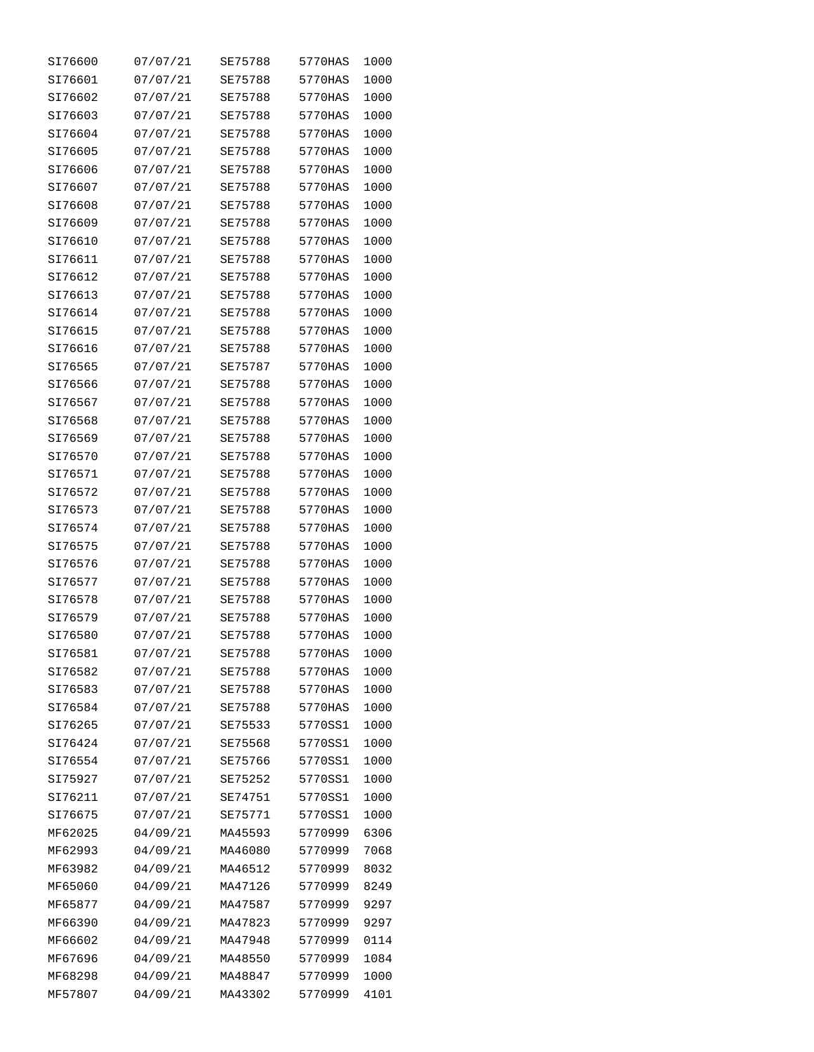| | | | | |
|---|---|---|---|---|
| SI76600 | 07/07/21 | SE75788 | 5770HAS | 1000 |
| SI76601 | 07/07/21 | SE75788 | 5770HAS | 1000 |
| SI76602 | 07/07/21 | SE75788 | 5770HAS | 1000 |
| SI76603 | 07/07/21 | SE75788 | 5770HAS | 1000 |
| SI76604 | 07/07/21 | SE75788 | 5770HAS | 1000 |
| SI76605 | 07/07/21 | SE75788 | 5770HAS | 1000 |
| SI76606 | 07/07/21 | SE75788 | 5770HAS | 1000 |
| SI76607 | 07/07/21 | SE75788 | 5770HAS | 1000 |
| SI76608 | 07/07/21 | SE75788 | 5770HAS | 1000 |
| SI76609 | 07/07/21 | SE75788 | 5770HAS | 1000 |
| SI76610 | 07/07/21 | SE75788 | 5770HAS | 1000 |
| SI76611 | 07/07/21 | SE75788 | 5770HAS | 1000 |
| SI76612 | 07/07/21 | SE75788 | 5770HAS | 1000 |
| SI76613 | 07/07/21 | SE75788 | 5770HAS | 1000 |
| SI76614 | 07/07/21 | SE75788 | 5770HAS | 1000 |
| SI76615 | 07/07/21 | SE75788 | 5770HAS | 1000 |
| SI76616 | 07/07/21 | SE75788 | 5770HAS | 1000 |
| SI76565 | 07/07/21 | SE75787 | 5770HAS | 1000 |
| SI76566 | 07/07/21 | SE75788 | 5770HAS | 1000 |
| SI76567 | 07/07/21 | SE75788 | 5770HAS | 1000 |
| SI76568 | 07/07/21 | SE75788 | 5770HAS | 1000 |
| SI76569 | 07/07/21 | SE75788 | 5770HAS | 1000 |
| SI76570 | 07/07/21 | SE75788 | 5770HAS | 1000 |
| SI76571 | 07/07/21 | SE75788 | 5770HAS | 1000 |
| SI76572 | 07/07/21 | SE75788 | 5770HAS | 1000 |
| SI76573 | 07/07/21 | SE75788 | 5770HAS | 1000 |
| SI76574 | 07/07/21 | SE75788 | 5770HAS | 1000 |
| SI76575 | 07/07/21 | SE75788 | 5770HAS | 1000 |
| SI76576 | 07/07/21 | SE75788 | 5770HAS | 1000 |
| SI76577 | 07/07/21 | SE75788 | 5770HAS | 1000 |
| SI76578 | 07/07/21 | SE75788 | 5770HAS | 1000 |
| SI76579 | 07/07/21 | SE75788 | 5770HAS | 1000 |
| SI76580 | 07/07/21 | SE75788 | 5770HAS | 1000 |
| SI76581 | 07/07/21 | SE75788 | 5770HAS | 1000 |
| SI76582 | 07/07/21 | SE75788 | 5770HAS | 1000 |
| SI76583 | 07/07/21 | SE75788 | 5770HAS | 1000 |
| SI76584 | 07/07/21 | SE75788 | 5770HAS | 1000 |
| SI76265 | 07/07/21 | SE75533 | 5770SS1 | 1000 |
| SI76424 | 07/07/21 | SE75568 | 5770SS1 | 1000 |
| SI76554 | 07/07/21 | SE75766 | 5770SS1 | 1000 |
| SI75927 | 07/07/21 | SE75252 | 5770SS1 | 1000 |
| SI76211 | 07/07/21 | SE74751 | 5770SS1 | 1000 |
| SI76675 | 07/07/21 | SE75771 | 5770SS1 | 1000 |
| MF62025 | 04/09/21 | MA45593 | 5770999 | 6306 |
| MF62993 | 04/09/21 | MA46080 | 5770999 | 7068 |
| MF63982 | 04/09/21 | MA46512 | 5770999 | 8032 |
| MF65060 | 04/09/21 | MA47126 | 5770999 | 8249 |
| MF65877 | 04/09/21 | MA47587 | 5770999 | 9297 |
| MF66390 | 04/09/21 | MA47823 | 5770999 | 9297 |
| MF66602 | 04/09/21 | MA47948 | 5770999 | 0114 |
| MF67696 | 04/09/21 | MA48550 | 5770999 | 1084 |
| MF68298 | 04/09/21 | MA48847 | 5770999 | 1000 |
| MF57807 | 04/09/21 | MA43302 | 5770999 | 4101 |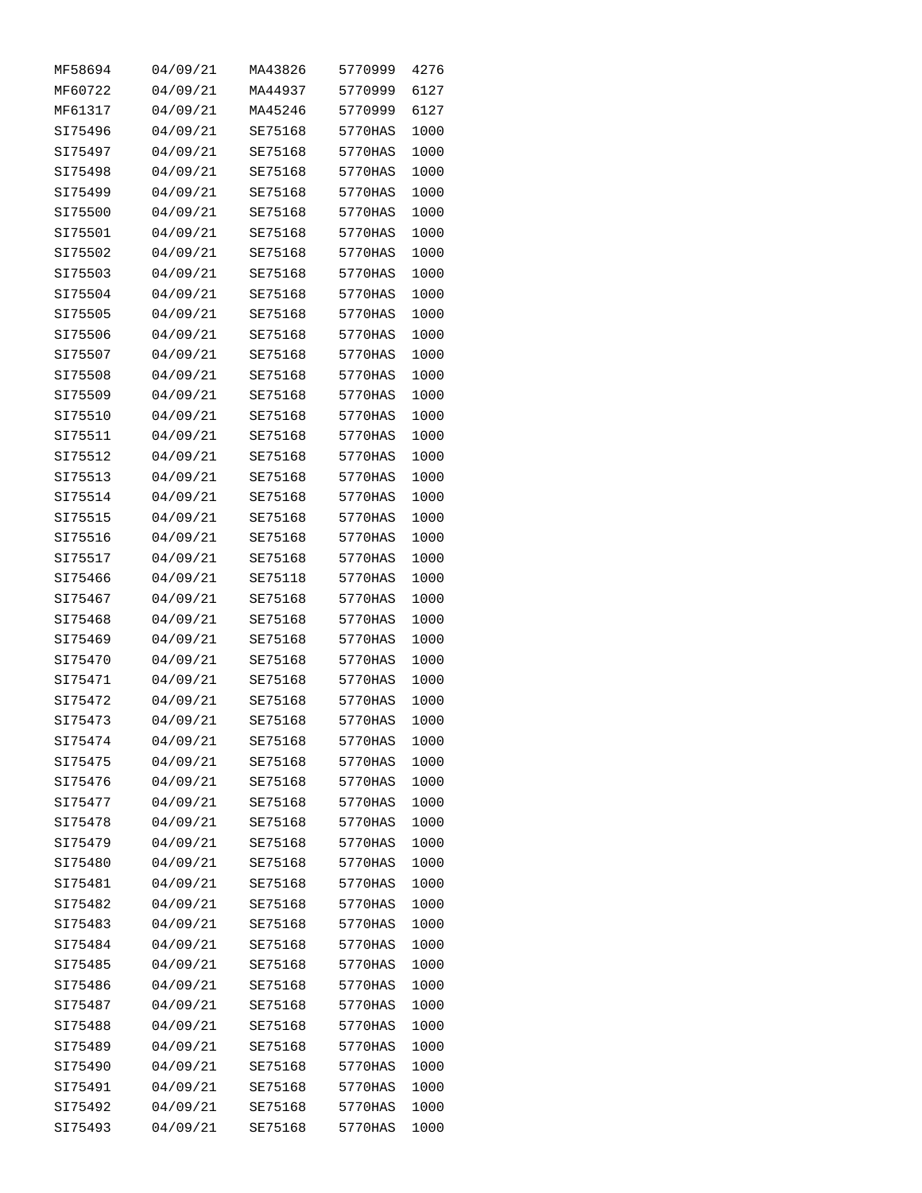| | | | | |
|---|---|---|---|---|
| MF58694 | 04/09/21 | MA43826 | 5770999 | 4276 |
| MF60722 | 04/09/21 | MA44937 | 5770999 | 6127 |
| MF61317 | 04/09/21 | MA45246 | 5770999 | 6127 |
| SI75496 | 04/09/21 | SE75168 | 5770HAS | 1000 |
| SI75497 | 04/09/21 | SE75168 | 5770HAS | 1000 |
| SI75498 | 04/09/21 | SE75168 | 5770HAS | 1000 |
| SI75499 | 04/09/21 | SE75168 | 5770HAS | 1000 |
| SI75500 | 04/09/21 | SE75168 | 5770HAS | 1000 |
| SI75501 | 04/09/21 | SE75168 | 5770HAS | 1000 |
| SI75502 | 04/09/21 | SE75168 | 5770HAS | 1000 |
| SI75503 | 04/09/21 | SE75168 | 5770HAS | 1000 |
| SI75504 | 04/09/21 | SE75168 | 5770HAS | 1000 |
| SI75505 | 04/09/21 | SE75168 | 5770HAS | 1000 |
| SI75506 | 04/09/21 | SE75168 | 5770HAS | 1000 |
| SI75507 | 04/09/21 | SE75168 | 5770HAS | 1000 |
| SI75508 | 04/09/21 | SE75168 | 5770HAS | 1000 |
| SI75509 | 04/09/21 | SE75168 | 5770HAS | 1000 |
| SI75510 | 04/09/21 | SE75168 | 5770HAS | 1000 |
| SI75511 | 04/09/21 | SE75168 | 5770HAS | 1000 |
| SI75512 | 04/09/21 | SE75168 | 5770HAS | 1000 |
| SI75513 | 04/09/21 | SE75168 | 5770HAS | 1000 |
| SI75514 | 04/09/21 | SE75168 | 5770HAS | 1000 |
| SI75515 | 04/09/21 | SE75168 | 5770HAS | 1000 |
| SI75516 | 04/09/21 | SE75168 | 5770HAS | 1000 |
| SI75517 | 04/09/21 | SE75168 | 5770HAS | 1000 |
| SI75466 | 04/09/21 | SE75118 | 5770HAS | 1000 |
| SI75467 | 04/09/21 | SE75168 | 5770HAS | 1000 |
| SI75468 | 04/09/21 | SE75168 | 5770HAS | 1000 |
| SI75469 | 04/09/21 | SE75168 | 5770HAS | 1000 |
| SI75470 | 04/09/21 | SE75168 | 5770HAS | 1000 |
| SI75471 | 04/09/21 | SE75168 | 5770HAS | 1000 |
| SI75472 | 04/09/21 | SE75168 | 5770HAS | 1000 |
| SI75473 | 04/09/21 | SE75168 | 5770HAS | 1000 |
| SI75474 | 04/09/21 | SE75168 | 5770HAS | 1000 |
| SI75475 | 04/09/21 | SE75168 | 5770HAS | 1000 |
| SI75476 | 04/09/21 | SE75168 | 5770HAS | 1000 |
| SI75477 | 04/09/21 | SE75168 | 5770HAS | 1000 |
| SI75478 | 04/09/21 | SE75168 | 5770HAS | 1000 |
| SI75479 | 04/09/21 | SE75168 | 5770HAS | 1000 |
| SI75480 | 04/09/21 | SE75168 | 5770HAS | 1000 |
| SI75481 | 04/09/21 | SE75168 | 5770HAS | 1000 |
| SI75482 | 04/09/21 | SE75168 | 5770HAS | 1000 |
| SI75483 | 04/09/21 | SE75168 | 5770HAS | 1000 |
| SI75484 | 04/09/21 | SE75168 | 5770HAS | 1000 |
| SI75485 | 04/09/21 | SE75168 | 5770HAS | 1000 |
| SI75486 | 04/09/21 | SE75168 | 5770HAS | 1000 |
| SI75487 | 04/09/21 | SE75168 | 5770HAS | 1000 |
| SI75488 | 04/09/21 | SE75168 | 5770HAS | 1000 |
| SI75489 | 04/09/21 | SE75168 | 5770HAS | 1000 |
| SI75490 | 04/09/21 | SE75168 | 5770HAS | 1000 |
| SI75491 | 04/09/21 | SE75168 | 5770HAS | 1000 |
| SI75492 | 04/09/21 | SE75168 | 5770HAS | 1000 |
| SI75493 | 04/09/21 | SE75168 | 5770HAS | 1000 |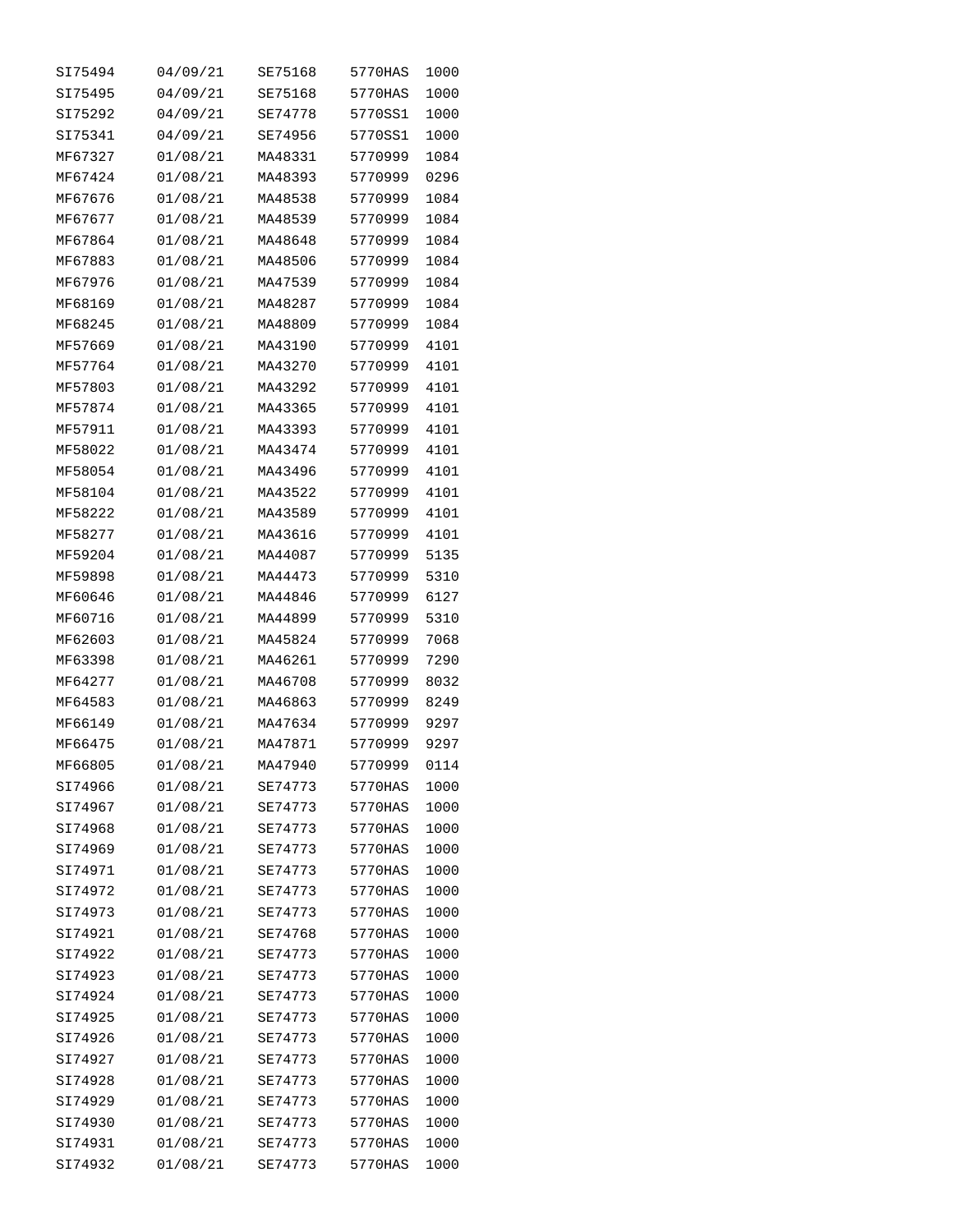| | | | | |
|---|---|---|---|---|
| SI75494 | 04/09/21 | SE75168 | 5770HAS | 1000 |
| SI75495 | 04/09/21 | SE75168 | 5770HAS | 1000 |
| SI75292 | 04/09/21 | SE74778 | 5770SS1 | 1000 |
| SI75341 | 04/09/21 | SE74956 | 5770SS1 | 1000 |
| MF67327 | 01/08/21 | MA48331 | 5770999 | 1084 |
| MF67424 | 01/08/21 | MA48393 | 5770999 | 0296 |
| MF67676 | 01/08/21 | MA48538 | 5770999 | 1084 |
| MF67677 | 01/08/21 | MA48539 | 5770999 | 1084 |
| MF67864 | 01/08/21 | MA48648 | 5770999 | 1084 |
| MF67883 | 01/08/21 | MA48506 | 5770999 | 1084 |
| MF67976 | 01/08/21 | MA47539 | 5770999 | 1084 |
| MF68169 | 01/08/21 | MA48287 | 5770999 | 1084 |
| MF68245 | 01/08/21 | MA48809 | 5770999 | 1084 |
| MF57669 | 01/08/21 | MA43190 | 5770999 | 4101 |
| MF57764 | 01/08/21 | MA43270 | 5770999 | 4101 |
| MF57803 | 01/08/21 | MA43292 | 5770999 | 4101 |
| MF57874 | 01/08/21 | MA43365 | 5770999 | 4101 |
| MF57911 | 01/08/21 | MA43393 | 5770999 | 4101 |
| MF58022 | 01/08/21 | MA43474 | 5770999 | 4101 |
| MF58054 | 01/08/21 | MA43496 | 5770999 | 4101 |
| MF58104 | 01/08/21 | MA43522 | 5770999 | 4101 |
| MF58222 | 01/08/21 | MA43589 | 5770999 | 4101 |
| MF58277 | 01/08/21 | MA43616 | 5770999 | 4101 |
| MF59204 | 01/08/21 | MA44087 | 5770999 | 5135 |
| MF59898 | 01/08/21 | MA44473 | 5770999 | 5310 |
| MF60646 | 01/08/21 | MA44846 | 5770999 | 6127 |
| MF60716 | 01/08/21 | MA44899 | 5770999 | 5310 |
| MF62603 | 01/08/21 | MA45824 | 5770999 | 7068 |
| MF63398 | 01/08/21 | MA46261 | 5770999 | 7290 |
| MF64277 | 01/08/21 | MA46708 | 5770999 | 8032 |
| MF64583 | 01/08/21 | MA46863 | 5770999 | 8249 |
| MF66149 | 01/08/21 | MA47634 | 5770999 | 9297 |
| MF66475 | 01/08/21 | MA47871 | 5770999 | 9297 |
| MF66805 | 01/08/21 | MA47940 | 5770999 | 0114 |
| SI74966 | 01/08/21 | SE74773 | 5770HAS | 1000 |
| SI74967 | 01/08/21 | SE74773 | 5770HAS | 1000 |
| SI74968 | 01/08/21 | SE74773 | 5770HAS | 1000 |
| SI74969 | 01/08/21 | SE74773 | 5770HAS | 1000 |
| SI74971 | 01/08/21 | SE74773 | 5770HAS | 1000 |
| SI74972 | 01/08/21 | SE74773 | 5770HAS | 1000 |
| SI74973 | 01/08/21 | SE74773 | 5770HAS | 1000 |
| SI74921 | 01/08/21 | SE74768 | 5770HAS | 1000 |
| SI74922 | 01/08/21 | SE74773 | 5770HAS | 1000 |
| SI74923 | 01/08/21 | SE74773 | 5770HAS | 1000 |
| SI74924 | 01/08/21 | SE74773 | 5770HAS | 1000 |
| SI74925 | 01/08/21 | SE74773 | 5770HAS | 1000 |
| SI74926 | 01/08/21 | SE74773 | 5770HAS | 1000 |
| SI74927 | 01/08/21 | SE74773 | 5770HAS | 1000 |
| SI74928 | 01/08/21 | SE74773 | 5770HAS | 1000 |
| SI74929 | 01/08/21 | SE74773 | 5770HAS | 1000 |
| SI74930 | 01/08/21 | SE74773 | 5770HAS | 1000 |
| SI74931 | 01/08/21 | SE74773 | 5770HAS | 1000 |
| SI74932 | 01/08/21 | SE74773 | 5770HAS | 1000 |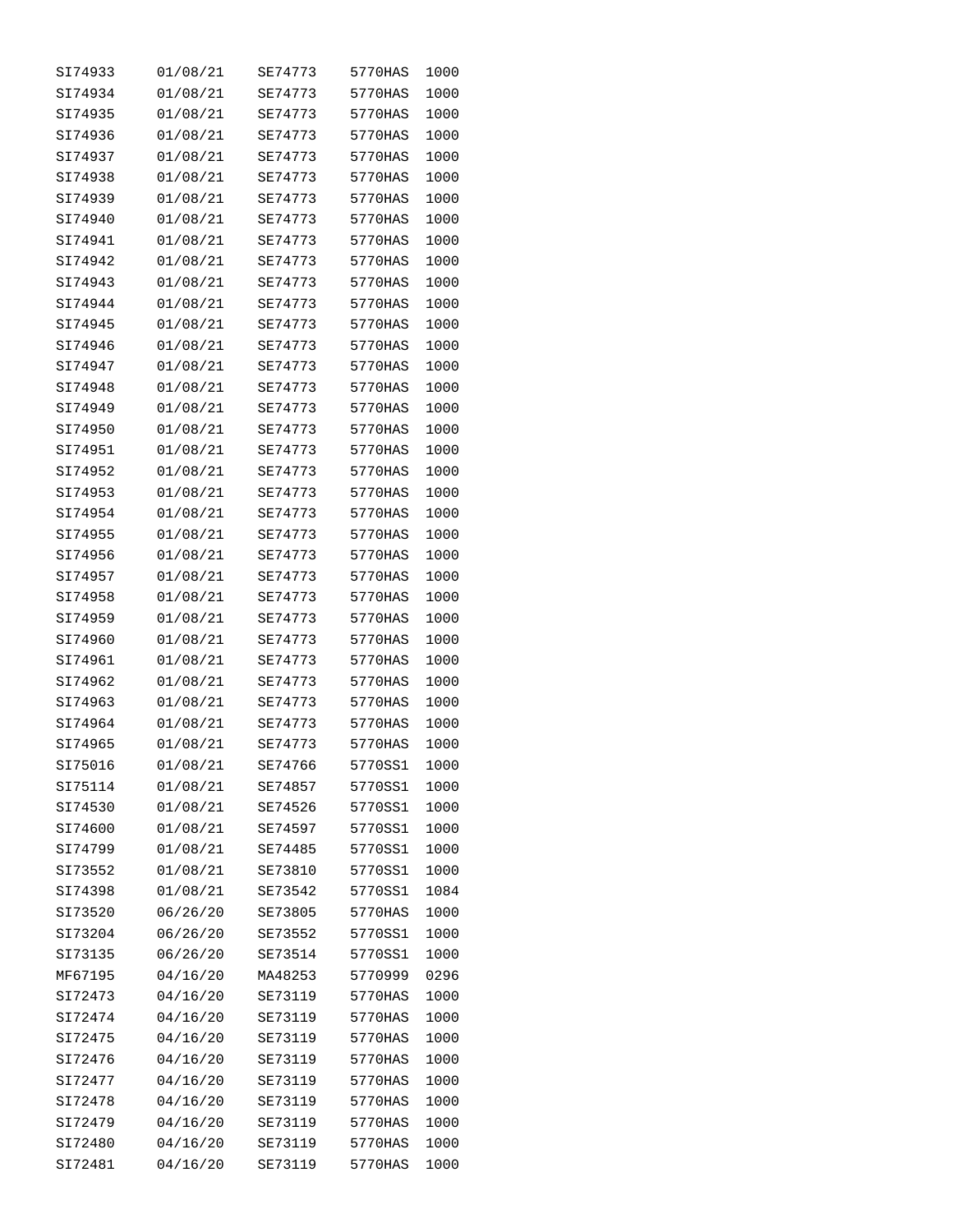| | | | | |
|---|---|---|---|---|
| SI74933 | 01/08/21 | SE74773 | 5770HAS | 1000 |
| SI74934 | 01/08/21 | SE74773 | 5770HAS | 1000 |
| SI74935 | 01/08/21 | SE74773 | 5770HAS | 1000 |
| SI74936 | 01/08/21 | SE74773 | 5770HAS | 1000 |
| SI74937 | 01/08/21 | SE74773 | 5770HAS | 1000 |
| SI74938 | 01/08/21 | SE74773 | 5770HAS | 1000 |
| SI74939 | 01/08/21 | SE74773 | 5770HAS | 1000 |
| SI74940 | 01/08/21 | SE74773 | 5770HAS | 1000 |
| SI74941 | 01/08/21 | SE74773 | 5770HAS | 1000 |
| SI74942 | 01/08/21 | SE74773 | 5770HAS | 1000 |
| SI74943 | 01/08/21 | SE74773 | 5770HAS | 1000 |
| SI74944 | 01/08/21 | SE74773 | 5770HAS | 1000 |
| SI74945 | 01/08/21 | SE74773 | 5770HAS | 1000 |
| SI74946 | 01/08/21 | SE74773 | 5770HAS | 1000 |
| SI74947 | 01/08/21 | SE74773 | 5770HAS | 1000 |
| SI74948 | 01/08/21 | SE74773 | 5770HAS | 1000 |
| SI74949 | 01/08/21 | SE74773 | 5770HAS | 1000 |
| SI74950 | 01/08/21 | SE74773 | 5770HAS | 1000 |
| SI74951 | 01/08/21 | SE74773 | 5770HAS | 1000 |
| SI74952 | 01/08/21 | SE74773 | 5770HAS | 1000 |
| SI74953 | 01/08/21 | SE74773 | 5770HAS | 1000 |
| SI74954 | 01/08/21 | SE74773 | 5770HAS | 1000 |
| SI74955 | 01/08/21 | SE74773 | 5770HAS | 1000 |
| SI74956 | 01/08/21 | SE74773 | 5770HAS | 1000 |
| SI74957 | 01/08/21 | SE74773 | 5770HAS | 1000 |
| SI74958 | 01/08/21 | SE74773 | 5770HAS | 1000 |
| SI74959 | 01/08/21 | SE74773 | 5770HAS | 1000 |
| SI74960 | 01/08/21 | SE74773 | 5770HAS | 1000 |
| SI74961 | 01/08/21 | SE74773 | 5770HAS | 1000 |
| SI74962 | 01/08/21 | SE74773 | 5770HAS | 1000 |
| SI74963 | 01/08/21 | SE74773 | 5770HAS | 1000 |
| SI74964 | 01/08/21 | SE74773 | 5770HAS | 1000 |
| SI74965 | 01/08/21 | SE74773 | 5770HAS | 1000 |
| SI75016 | 01/08/21 | SE74766 | 5770SS1 | 1000 |
| SI75114 | 01/08/21 | SE74857 | 5770SS1 | 1000 |
| SI74530 | 01/08/21 | SE74526 | 5770SS1 | 1000 |
| SI74600 | 01/08/21 | SE74597 | 5770SS1 | 1000 |
| SI74799 | 01/08/21 | SE74485 | 5770SS1 | 1000 |
| SI73552 | 01/08/21 | SE73810 | 5770SS1 | 1000 |
| SI74398 | 01/08/21 | SE73542 | 5770SS1 | 1084 |
| SI73520 | 06/26/20 | SE73805 | 5770HAS | 1000 |
| SI73204 | 06/26/20 | SE73552 | 5770SS1 | 1000 |
| SI73135 | 06/26/20 | SE73514 | 5770SS1 | 1000 |
| MF67195 | 04/16/20 | MA48253 | 5770999 | 0296 |
| SI72473 | 04/16/20 | SE73119 | 5770HAS | 1000 |
| SI72474 | 04/16/20 | SE73119 | 5770HAS | 1000 |
| SI72475 | 04/16/20 | SE73119 | 5770HAS | 1000 |
| SI72476 | 04/16/20 | SE73119 | 5770HAS | 1000 |
| SI72477 | 04/16/20 | SE73119 | 5770HAS | 1000 |
| SI72478 | 04/16/20 | SE73119 | 5770HAS | 1000 |
| SI72479 | 04/16/20 | SE73119 | 5770HAS | 1000 |
| SI72480 | 04/16/20 | SE73119 | 5770HAS | 1000 |
| SI72481 | 04/16/20 | SE73119 | 5770HAS | 1000 |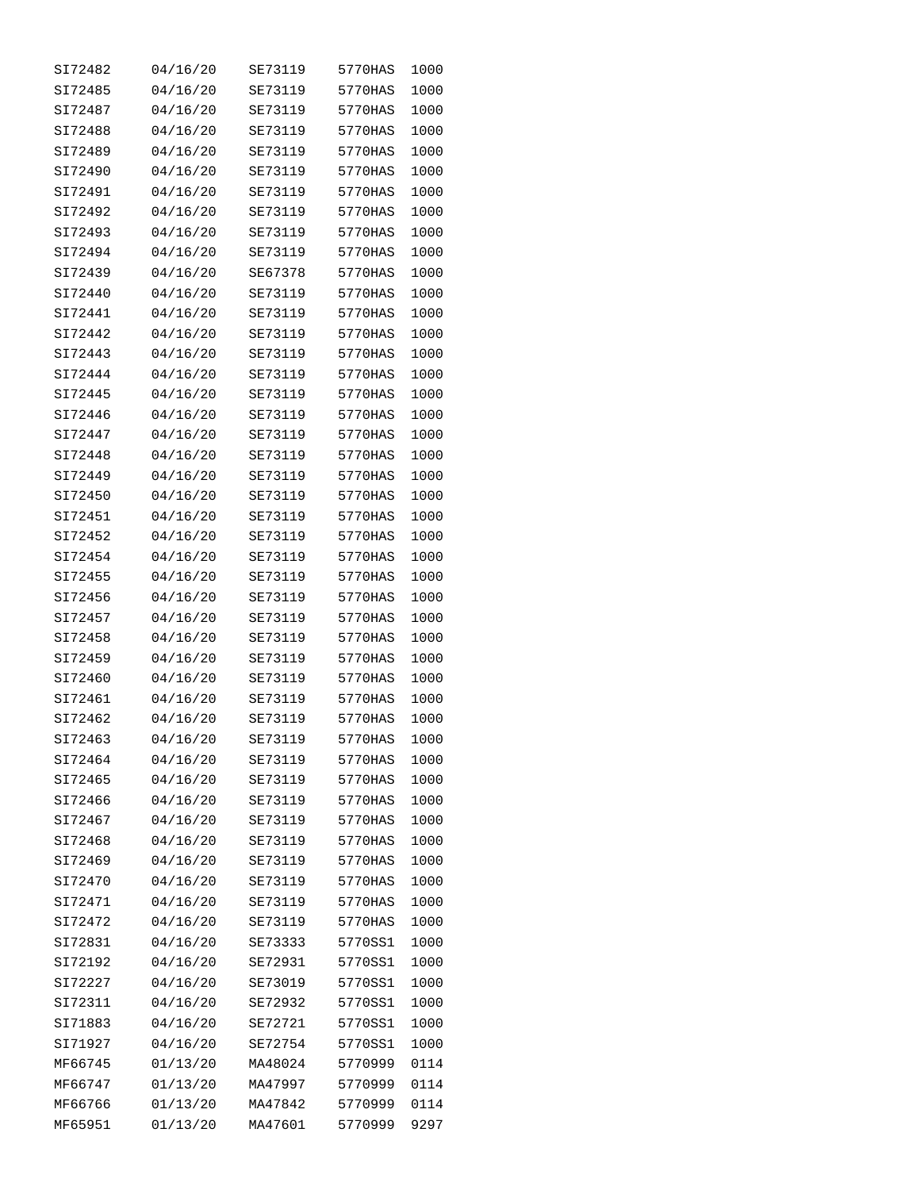| | | | | |
|---|---|---|---|---|
| SI72482 | 04/16/20 | SE73119 | 5770HAS | 1000 |
| SI72485 | 04/16/20 | SE73119 | 5770HAS | 1000 |
| SI72487 | 04/16/20 | SE73119 | 5770HAS | 1000 |
| SI72488 | 04/16/20 | SE73119 | 5770HAS | 1000 |
| SI72489 | 04/16/20 | SE73119 | 5770HAS | 1000 |
| SI72490 | 04/16/20 | SE73119 | 5770HAS | 1000 |
| SI72491 | 04/16/20 | SE73119 | 5770HAS | 1000 |
| SI72492 | 04/16/20 | SE73119 | 5770HAS | 1000 |
| SI72493 | 04/16/20 | SE73119 | 5770HAS | 1000 |
| SI72494 | 04/16/20 | SE73119 | 5770HAS | 1000 |
| SI72439 | 04/16/20 | SE67378 | 5770HAS | 1000 |
| SI72440 | 04/16/20 | SE73119 | 5770HAS | 1000 |
| SI72441 | 04/16/20 | SE73119 | 5770HAS | 1000 |
| SI72442 | 04/16/20 | SE73119 | 5770HAS | 1000 |
| SI72443 | 04/16/20 | SE73119 | 5770HAS | 1000 |
| SI72444 | 04/16/20 | SE73119 | 5770HAS | 1000 |
| SI72445 | 04/16/20 | SE73119 | 5770HAS | 1000 |
| SI72446 | 04/16/20 | SE73119 | 5770HAS | 1000 |
| SI72447 | 04/16/20 | SE73119 | 5770HAS | 1000 |
| SI72448 | 04/16/20 | SE73119 | 5770HAS | 1000 |
| SI72449 | 04/16/20 | SE73119 | 5770HAS | 1000 |
| SI72450 | 04/16/20 | SE73119 | 5770HAS | 1000 |
| SI72451 | 04/16/20 | SE73119 | 5770HAS | 1000 |
| SI72452 | 04/16/20 | SE73119 | 5770HAS | 1000 |
| SI72454 | 04/16/20 | SE73119 | 5770HAS | 1000 |
| SI72455 | 04/16/20 | SE73119 | 5770HAS | 1000 |
| SI72456 | 04/16/20 | SE73119 | 5770HAS | 1000 |
| SI72457 | 04/16/20 | SE73119 | 5770HAS | 1000 |
| SI72458 | 04/16/20 | SE73119 | 5770HAS | 1000 |
| SI72459 | 04/16/20 | SE73119 | 5770HAS | 1000 |
| SI72460 | 04/16/20 | SE73119 | 5770HAS | 1000 |
| SI72461 | 04/16/20 | SE73119 | 5770HAS | 1000 |
| SI72462 | 04/16/20 | SE73119 | 5770HAS | 1000 |
| SI72463 | 04/16/20 | SE73119 | 5770HAS | 1000 |
| SI72464 | 04/16/20 | SE73119 | 5770HAS | 1000 |
| SI72465 | 04/16/20 | SE73119 | 5770HAS | 1000 |
| SI72466 | 04/16/20 | SE73119 | 5770HAS | 1000 |
| SI72467 | 04/16/20 | SE73119 | 5770HAS | 1000 |
| SI72468 | 04/16/20 | SE73119 | 5770HAS | 1000 |
| SI72469 | 04/16/20 | SE73119 | 5770HAS | 1000 |
| SI72470 | 04/16/20 | SE73119 | 5770HAS | 1000 |
| SI72471 | 04/16/20 | SE73119 | 5770HAS | 1000 |
| SI72472 | 04/16/20 | SE73119 | 5770HAS | 1000 |
| SI72831 | 04/16/20 | SE73333 | 5770SS1 | 1000 |
| SI72192 | 04/16/20 | SE72931 | 5770SS1 | 1000 |
| SI72227 | 04/16/20 | SE73019 | 5770SS1 | 1000 |
| SI72311 | 04/16/20 | SE72932 | 5770SS1 | 1000 |
| SI71883 | 04/16/20 | SE72721 | 5770SS1 | 1000 |
| SI71927 | 04/16/20 | SE72754 | 5770SS1 | 1000 |
| MF66745 | 01/13/20 | MA48024 | 5770999 | 0114 |
| MF66747 | 01/13/20 | MA47997 | 5770999 | 0114 |
| MF66766 | 01/13/20 | MA47842 | 5770999 | 0114 |
| MF65951 | 01/13/20 | MA47601 | 5770999 | 9297 |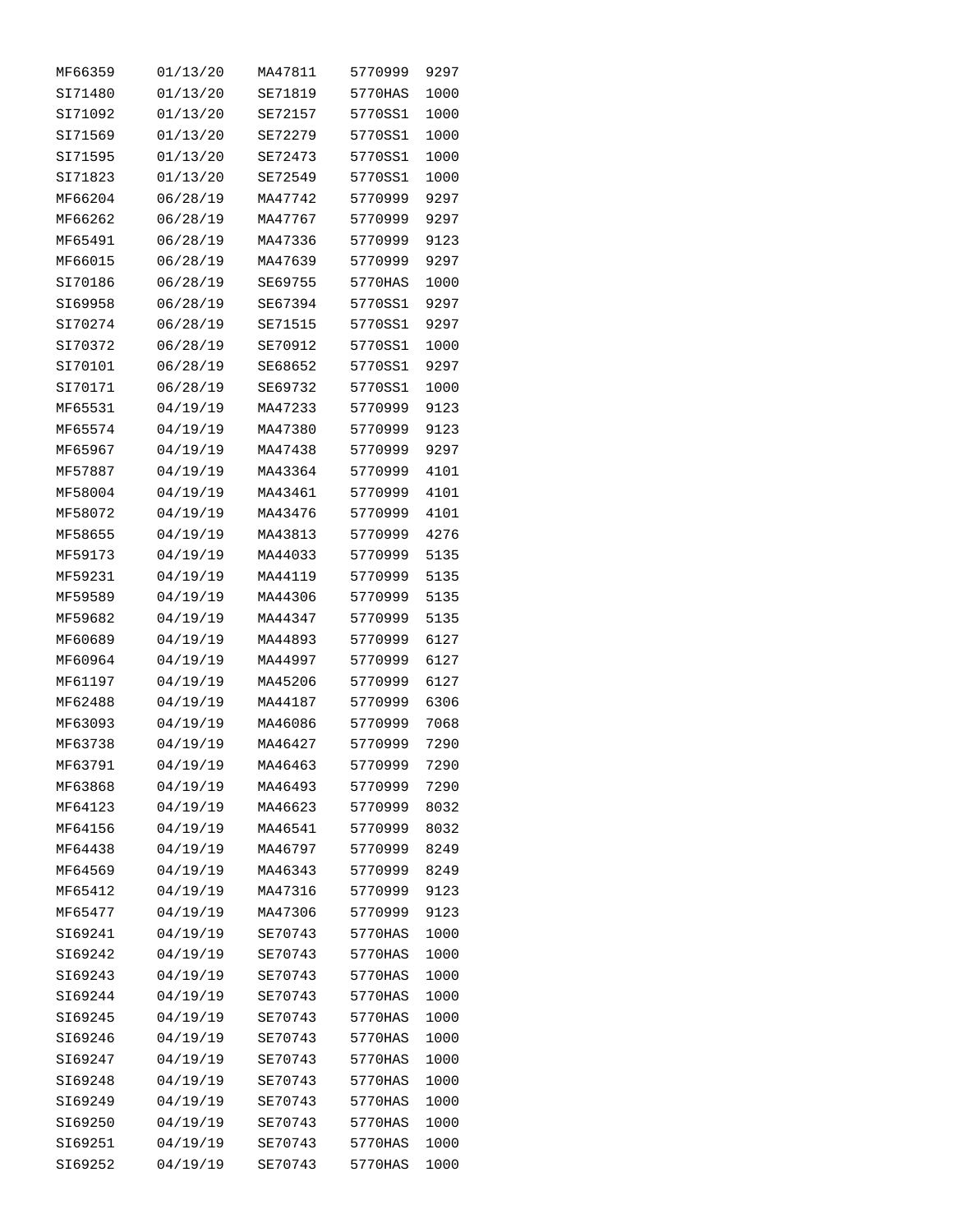| | | | | |
|---|---|---|---|---|
| MF66359 | 01/13/20 | MA47811 | 5770999 | 9297 |
| SI71480 | 01/13/20 | SE71819 | 5770HAS | 1000 |
| SI71092 | 01/13/20 | SE72157 | 5770SS1 | 1000 |
| SI71569 | 01/13/20 | SE72279 | 5770SS1 | 1000 |
| SI71595 | 01/13/20 | SE72473 | 5770SS1 | 1000 |
| SI71823 | 01/13/20 | SE72549 | 5770SS1 | 1000 |
| MF66204 | 06/28/19 | MA47742 | 5770999 | 9297 |
| MF66262 | 06/28/19 | MA47767 | 5770999 | 9297 |
| MF65491 | 06/28/19 | MA47336 | 5770999 | 9123 |
| MF66015 | 06/28/19 | MA47639 | 5770999 | 9297 |
| SI70186 | 06/28/19 | SE69755 | 5770HAS | 1000 |
| SI69958 | 06/28/19 | SE67394 | 5770SS1 | 9297 |
| SI70274 | 06/28/19 | SE71515 | 5770SS1 | 9297 |
| SI70372 | 06/28/19 | SE70912 | 5770SS1 | 1000 |
| SI70101 | 06/28/19 | SE68652 | 5770SS1 | 9297 |
| SI70171 | 06/28/19 | SE69732 | 5770SS1 | 1000 |
| MF65531 | 04/19/19 | MA47233 | 5770999 | 9123 |
| MF65574 | 04/19/19 | MA47380 | 5770999 | 9123 |
| MF65967 | 04/19/19 | MA47438 | 5770999 | 9297 |
| MF57887 | 04/19/19 | MA43364 | 5770999 | 4101 |
| MF58004 | 04/19/19 | MA43461 | 5770999 | 4101 |
| MF58072 | 04/19/19 | MA43476 | 5770999 | 4101 |
| MF58655 | 04/19/19 | MA43813 | 5770999 | 4276 |
| MF59173 | 04/19/19 | MA44033 | 5770999 | 5135 |
| MF59231 | 04/19/19 | MA44119 | 5770999 | 5135 |
| MF59589 | 04/19/19 | MA44306 | 5770999 | 5135 |
| MF59682 | 04/19/19 | MA44347 | 5770999 | 5135 |
| MF60689 | 04/19/19 | MA44893 | 5770999 | 6127 |
| MF60964 | 04/19/19 | MA44997 | 5770999 | 6127 |
| MF61197 | 04/19/19 | MA45206 | 5770999 | 6127 |
| MF62488 | 04/19/19 | MA44187 | 5770999 | 6306 |
| MF63093 | 04/19/19 | MA46086 | 5770999 | 7068 |
| MF63738 | 04/19/19 | MA46427 | 5770999 | 7290 |
| MF63791 | 04/19/19 | MA46463 | 5770999 | 7290 |
| MF63868 | 04/19/19 | MA46493 | 5770999 | 7290 |
| MF64123 | 04/19/19 | MA46623 | 5770999 | 8032 |
| MF64156 | 04/19/19 | MA46541 | 5770999 | 8032 |
| MF64438 | 04/19/19 | MA46797 | 5770999 | 8249 |
| MF64569 | 04/19/19 | MA46343 | 5770999 | 8249 |
| MF65412 | 04/19/19 | MA47316 | 5770999 | 9123 |
| MF65477 | 04/19/19 | MA47306 | 5770999 | 9123 |
| SI69241 | 04/19/19 | SE70743 | 5770HAS | 1000 |
| SI69242 | 04/19/19 | SE70743 | 5770HAS | 1000 |
| SI69243 | 04/19/19 | SE70743 | 5770HAS | 1000 |
| SI69244 | 04/19/19 | SE70743 | 5770HAS | 1000 |
| SI69245 | 04/19/19 | SE70743 | 5770HAS | 1000 |
| SI69246 | 04/19/19 | SE70743 | 5770HAS | 1000 |
| SI69247 | 04/19/19 | SE70743 | 5770HAS | 1000 |
| SI69248 | 04/19/19 | SE70743 | 5770HAS | 1000 |
| SI69249 | 04/19/19 | SE70743 | 5770HAS | 1000 |
| SI69250 | 04/19/19 | SE70743 | 5770HAS | 1000 |
| SI69251 | 04/19/19 | SE70743 | 5770HAS | 1000 |
| SI69252 | 04/19/19 | SE70743 | 5770HAS | 1000 |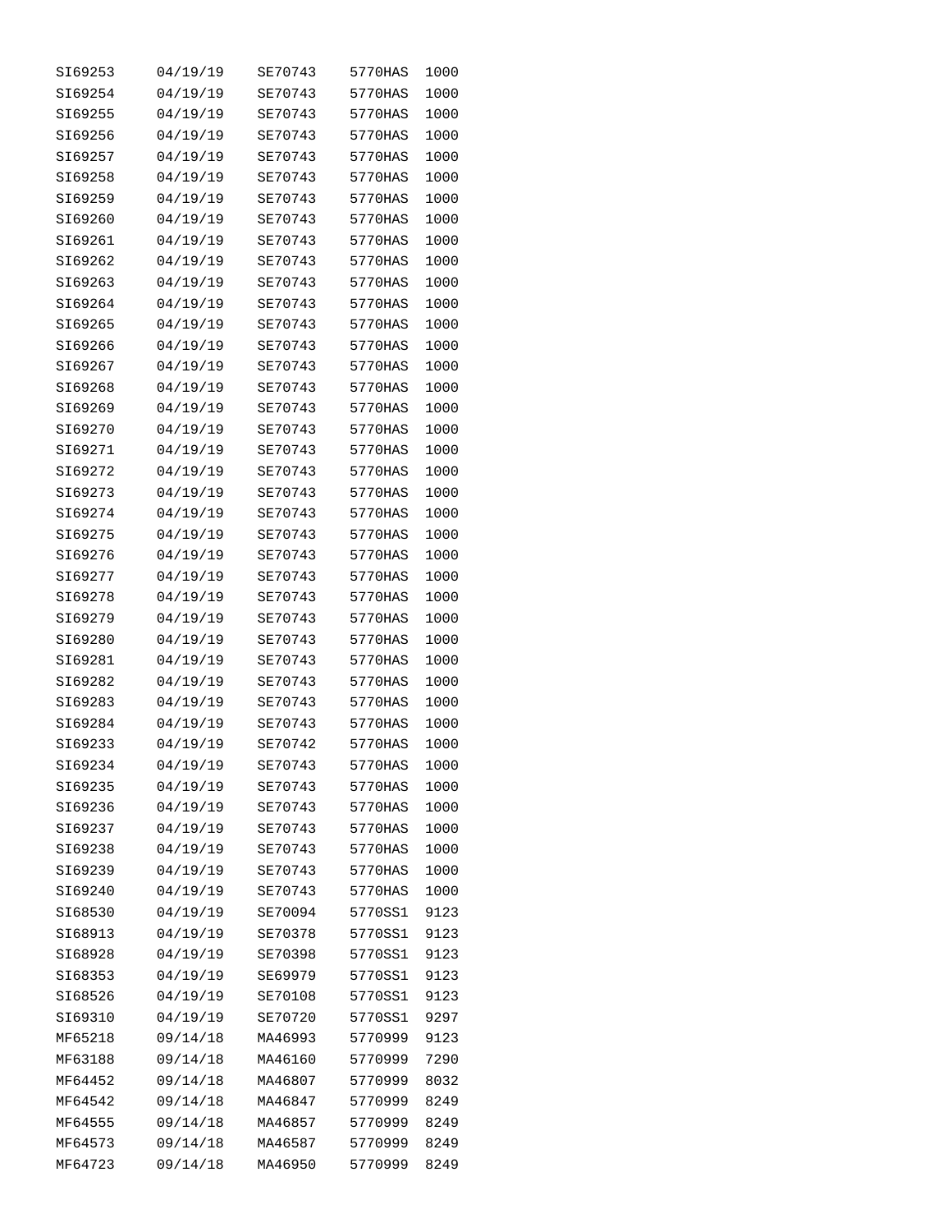| | | | | |
|---|---|---|---|---|
| SI69253 | 04/19/19 | SE70743 | 5770HAS | 1000 |
| SI69254 | 04/19/19 | SE70743 | 5770HAS | 1000 |
| SI69255 | 04/19/19 | SE70743 | 5770HAS | 1000 |
| SI69256 | 04/19/19 | SE70743 | 5770HAS | 1000 |
| SI69257 | 04/19/19 | SE70743 | 5770HAS | 1000 |
| SI69258 | 04/19/19 | SE70743 | 5770HAS | 1000 |
| SI69259 | 04/19/19 | SE70743 | 5770HAS | 1000 |
| SI69260 | 04/19/19 | SE70743 | 5770HAS | 1000 |
| SI69261 | 04/19/19 | SE70743 | 5770HAS | 1000 |
| SI69262 | 04/19/19 | SE70743 | 5770HAS | 1000 |
| SI69263 | 04/19/19 | SE70743 | 5770HAS | 1000 |
| SI69264 | 04/19/19 | SE70743 | 5770HAS | 1000 |
| SI69265 | 04/19/19 | SE70743 | 5770HAS | 1000 |
| SI69266 | 04/19/19 | SE70743 | 5770HAS | 1000 |
| SI69267 | 04/19/19 | SE70743 | 5770HAS | 1000 |
| SI69268 | 04/19/19 | SE70743 | 5770HAS | 1000 |
| SI69269 | 04/19/19 | SE70743 | 5770HAS | 1000 |
| SI69270 | 04/19/19 | SE70743 | 5770HAS | 1000 |
| SI69271 | 04/19/19 | SE70743 | 5770HAS | 1000 |
| SI69272 | 04/19/19 | SE70743 | 5770HAS | 1000 |
| SI69273 | 04/19/19 | SE70743 | 5770HAS | 1000 |
| SI69274 | 04/19/19 | SE70743 | 5770HAS | 1000 |
| SI69275 | 04/19/19 | SE70743 | 5770HAS | 1000 |
| SI69276 | 04/19/19 | SE70743 | 5770HAS | 1000 |
| SI69277 | 04/19/19 | SE70743 | 5770HAS | 1000 |
| SI69278 | 04/19/19 | SE70743 | 5770HAS | 1000 |
| SI69279 | 04/19/19 | SE70743 | 5770HAS | 1000 |
| SI69280 | 04/19/19 | SE70743 | 5770HAS | 1000 |
| SI69281 | 04/19/19 | SE70743 | 5770HAS | 1000 |
| SI69282 | 04/19/19 | SE70743 | 5770HAS | 1000 |
| SI69283 | 04/19/19 | SE70743 | 5770HAS | 1000 |
| SI69284 | 04/19/19 | SE70743 | 5770HAS | 1000 |
| SI69233 | 04/19/19 | SE70742 | 5770HAS | 1000 |
| SI69234 | 04/19/19 | SE70743 | 5770HAS | 1000 |
| SI69235 | 04/19/19 | SE70743 | 5770HAS | 1000 |
| SI69236 | 04/19/19 | SE70743 | 5770HAS | 1000 |
| SI69237 | 04/19/19 | SE70743 | 5770HAS | 1000 |
| SI69238 | 04/19/19 | SE70743 | 5770HAS | 1000 |
| SI69239 | 04/19/19 | SE70743 | 5770HAS | 1000 |
| SI69240 | 04/19/19 | SE70743 | 5770HAS | 1000 |
| SI68530 | 04/19/19 | SE70094 | 5770SS1 | 9123 |
| SI68913 | 04/19/19 | SE70378 | 5770SS1 | 9123 |
| SI68928 | 04/19/19 | SE70398 | 5770SS1 | 9123 |
| SI68353 | 04/19/19 | SE69979 | 5770SS1 | 9123 |
| SI68526 | 04/19/19 | SE70108 | 5770SS1 | 9123 |
| SI69310 | 04/19/19 | SE70720 | 5770SS1 | 9297 |
| MF65218 | 09/14/18 | MA46993 | 5770999 | 9123 |
| MF63188 | 09/14/18 | MA46160 | 5770999 | 7290 |
| MF64452 | 09/14/18 | MA46807 | 5770999 | 8032 |
| MF64542 | 09/14/18 | MA46847 | 5770999 | 8249 |
| MF64555 | 09/14/18 | MA46857 | 5770999 | 8249 |
| MF64573 | 09/14/18 | MA46587 | 5770999 | 8249 |
| MF64723 | 09/14/18 | MA46950 | 5770999 | 8249 |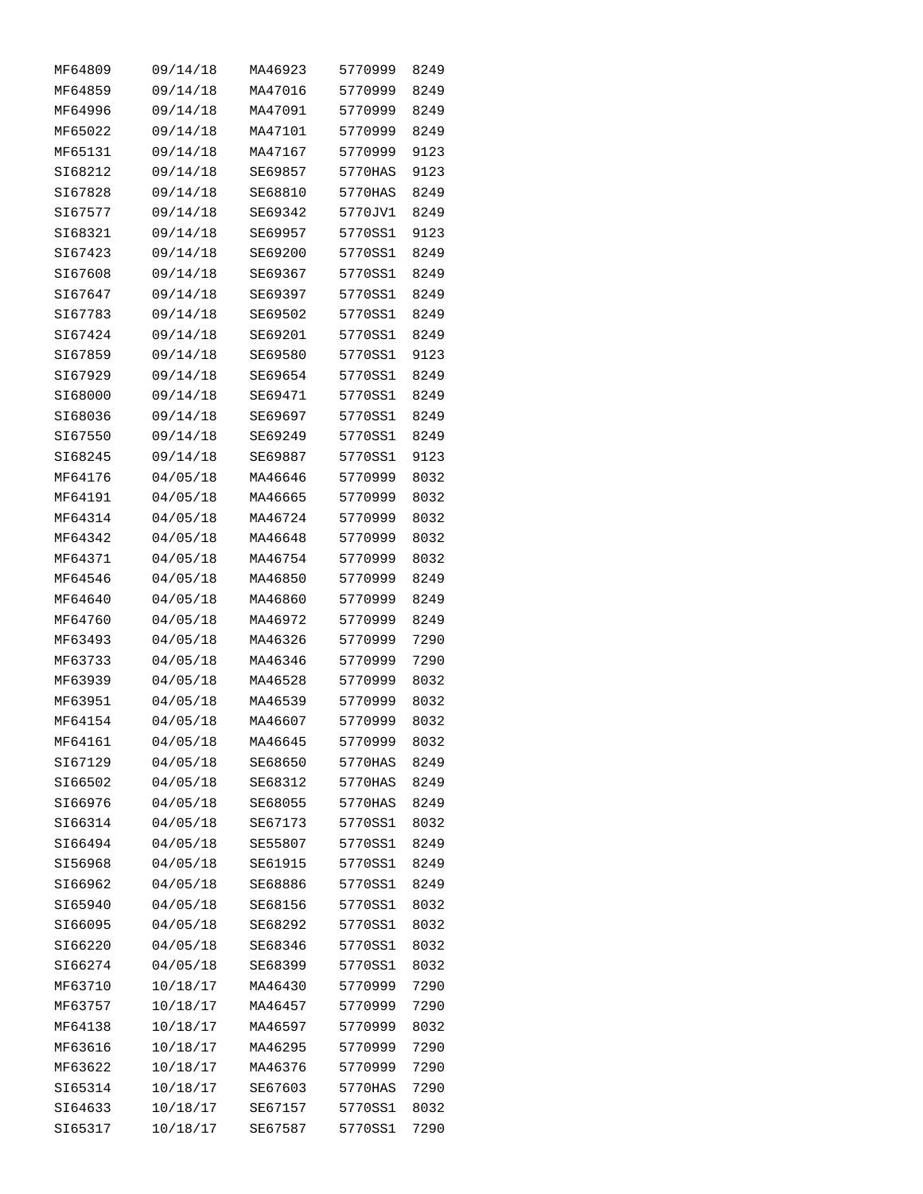| | | | | |
|---|---|---|---|---|
| MF64809 | 09/14/18 | MA46923 | 5770999 | 8249 |
| MF64859 | 09/14/18 | MA47016 | 5770999 | 8249 |
| MF64996 | 09/14/18 | MA47091 | 5770999 | 8249 |
| MF65022 | 09/14/18 | MA47101 | 5770999 | 8249 |
| MF65131 | 09/14/18 | MA47167 | 5770999 | 9123 |
| SI68212 | 09/14/18 | SE69857 | 5770HAS | 9123 |
| SI67828 | 09/14/18 | SE68810 | 5770HAS | 8249 |
| SI67577 | 09/14/18 | SE69342 | 5770JV1 | 8249 |
| SI68321 | 09/14/18 | SE69957 | 5770SS1 | 9123 |
| SI67423 | 09/14/18 | SE69200 | 5770SS1 | 8249 |
| SI67608 | 09/14/18 | SE69367 | 5770SS1 | 8249 |
| SI67647 | 09/14/18 | SE69397 | 5770SS1 | 8249 |
| SI67783 | 09/14/18 | SE69502 | 5770SS1 | 8249 |
| SI67424 | 09/14/18 | SE69201 | 5770SS1 | 8249 |
| SI67859 | 09/14/18 | SE69580 | 5770SS1 | 9123 |
| SI67929 | 09/14/18 | SE69654 | 5770SS1 | 8249 |
| SI68000 | 09/14/18 | SE69471 | 5770SS1 | 8249 |
| SI68036 | 09/14/18 | SE69697 | 5770SS1 | 8249 |
| SI67550 | 09/14/18 | SE69249 | 5770SS1 | 8249 |
| SI68245 | 09/14/18 | SE69887 | 5770SS1 | 9123 |
| MF64176 | 04/05/18 | MA46646 | 5770999 | 8032 |
| MF64191 | 04/05/18 | MA46665 | 5770999 | 8032 |
| MF64314 | 04/05/18 | MA46724 | 5770999 | 8032 |
| MF64342 | 04/05/18 | MA46648 | 5770999 | 8032 |
| MF64371 | 04/05/18 | MA46754 | 5770999 | 8032 |
| MF64546 | 04/05/18 | MA46850 | 5770999 | 8249 |
| MF64640 | 04/05/18 | MA46860 | 5770999 | 8249 |
| MF64760 | 04/05/18 | MA46972 | 5770999 | 8249 |
| MF63493 | 04/05/18 | MA46326 | 5770999 | 7290 |
| MF63733 | 04/05/18 | MA46346 | 5770999 | 7290 |
| MF63939 | 04/05/18 | MA46528 | 5770999 | 8032 |
| MF63951 | 04/05/18 | MA46539 | 5770999 | 8032 |
| MF64154 | 04/05/18 | MA46607 | 5770999 | 8032 |
| MF64161 | 04/05/18 | MA46645 | 5770999 | 8032 |
| SI67129 | 04/05/18 | SE68650 | 5770HAS | 8249 |
| SI66502 | 04/05/18 | SE68312 | 5770HAS | 8249 |
| SI66976 | 04/05/18 | SE68055 | 5770HAS | 8249 |
| SI66314 | 04/05/18 | SE67173 | 5770SS1 | 8032 |
| SI66494 | 04/05/18 | SE55807 | 5770SS1 | 8249 |
| SI56968 | 04/05/18 | SE61915 | 5770SS1 | 8249 |
| SI66962 | 04/05/18 | SE68886 | 5770SS1 | 8249 |
| SI65940 | 04/05/18 | SE68156 | 5770SS1 | 8032 |
| SI66095 | 04/05/18 | SE68292 | 5770SS1 | 8032 |
| SI66220 | 04/05/18 | SE68346 | 5770SS1 | 8032 |
| SI66274 | 04/05/18 | SE68399 | 5770SS1 | 8032 |
| MF63710 | 10/18/17 | MA46430 | 5770999 | 7290 |
| MF63757 | 10/18/17 | MA46457 | 5770999 | 7290 |
| MF64138 | 10/18/17 | MA46597 | 5770999 | 8032 |
| MF63616 | 10/18/17 | MA46295 | 5770999 | 7290 |
| MF63622 | 10/18/17 | MA46376 | 5770999 | 7290 |
| SI65314 | 10/18/17 | SE67603 | 5770HAS | 7290 |
| SI64633 | 10/18/17 | SE67157 | 5770SS1 | 8032 |
| SI65317 | 10/18/17 | SE67587 | 5770SS1 | 7290 |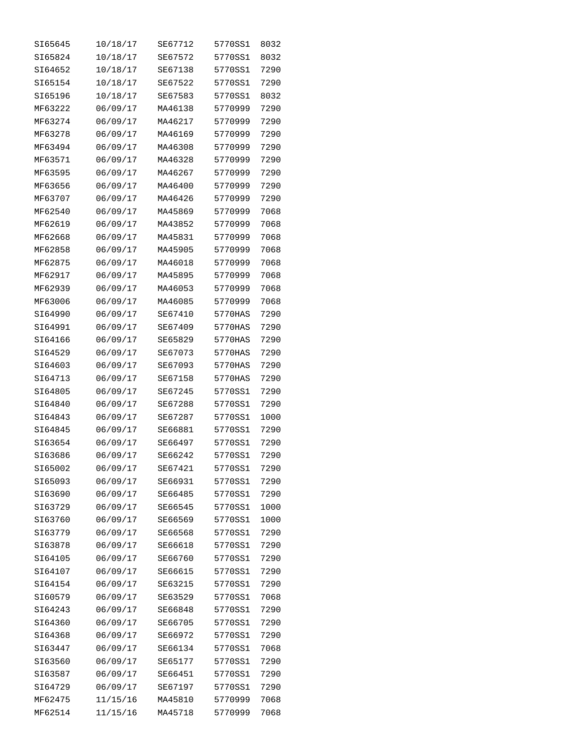| | | | | |
|---|---|---|---|---|
| SI65645 | 10/18/17 | SE67712 | 5770SS1 | 8032 |
| SI65824 | 10/18/17 | SE67572 | 5770SS1 | 8032 |
| SI64652 | 10/18/17 | SE67138 | 5770SS1 | 7290 |
| SI65154 | 10/18/17 | SE67522 | 5770SS1 | 7290 |
| SI65196 | 10/18/17 | SE67583 | 5770SS1 | 8032 |
| MF63222 | 06/09/17 | MA46138 | 5770999 | 7290 |
| MF63274 | 06/09/17 | MA46217 | 5770999 | 7290 |
| MF63278 | 06/09/17 | MA46169 | 5770999 | 7290 |
| MF63494 | 06/09/17 | MA46308 | 5770999 | 7290 |
| MF63571 | 06/09/17 | MA46328 | 5770999 | 7290 |
| MF63595 | 06/09/17 | MA46267 | 5770999 | 7290 |
| MF63656 | 06/09/17 | MA46400 | 5770999 | 7290 |
| MF63707 | 06/09/17 | MA46426 | 5770999 | 7290 |
| MF62540 | 06/09/17 | MA45869 | 5770999 | 7068 |
| MF62619 | 06/09/17 | MA43852 | 5770999 | 7068 |
| MF62668 | 06/09/17 | MA45831 | 5770999 | 7068 |
| MF62858 | 06/09/17 | MA45905 | 5770999 | 7068 |
| MF62875 | 06/09/17 | MA46018 | 5770999 | 7068 |
| MF62917 | 06/09/17 | MA45895 | 5770999 | 7068 |
| MF62939 | 06/09/17 | MA46053 | 5770999 | 7068 |
| MF63006 | 06/09/17 | MA46085 | 5770999 | 7068 |
| SI64990 | 06/09/17 | SE67410 | 5770HAS | 7290 |
| SI64991 | 06/09/17 | SE67409 | 5770HAS | 7290 |
| SI64166 | 06/09/17 | SE65829 | 5770HAS | 7290 |
| SI64529 | 06/09/17 | SE67073 | 5770HAS | 7290 |
| SI64603 | 06/09/17 | SE67093 | 5770HAS | 7290 |
| SI64713 | 06/09/17 | SE67158 | 5770HAS | 7290 |
| SI64805 | 06/09/17 | SE67245 | 5770SS1 | 7290 |
| SI64840 | 06/09/17 | SE67288 | 5770SS1 | 7290 |
| SI64843 | 06/09/17 | SE67287 | 5770SS1 | 1000 |
| SI64845 | 06/09/17 | SE66881 | 5770SS1 | 7290 |
| SI63654 | 06/09/17 | SE66497 | 5770SS1 | 7290 |
| SI63686 | 06/09/17 | SE66242 | 5770SS1 | 7290 |
| SI65002 | 06/09/17 | SE67421 | 5770SS1 | 7290 |
| SI65093 | 06/09/17 | SE66931 | 5770SS1 | 7290 |
| SI63690 | 06/09/17 | SE66485 | 5770SS1 | 7290 |
| SI63729 | 06/09/17 | SE66545 | 5770SS1 | 1000 |
| SI63760 | 06/09/17 | SE66569 | 5770SS1 | 1000 |
| SI63779 | 06/09/17 | SE66568 | 5770SS1 | 7290 |
| SI63878 | 06/09/17 | SE66618 | 5770SS1 | 7290 |
| SI64105 | 06/09/17 | SE66760 | 5770SS1 | 7290 |
| SI64107 | 06/09/17 | SE66615 | 5770SS1 | 7290 |
| SI64154 | 06/09/17 | SE63215 | 5770SS1 | 7290 |
| SI60579 | 06/09/17 | SE63529 | 5770SS1 | 7068 |
| SI64243 | 06/09/17 | SE66848 | 5770SS1 | 7290 |
| SI64360 | 06/09/17 | SE66705 | 5770SS1 | 7290 |
| SI64368 | 06/09/17 | SE66972 | 5770SS1 | 7290 |
| SI63447 | 06/09/17 | SE66134 | 5770SS1 | 7068 |
| SI63560 | 06/09/17 | SE65177 | 5770SS1 | 7290 |
| SI63587 | 06/09/17 | SE66451 | 5770SS1 | 7290 |
| SI64729 | 06/09/17 | SE67197 | 5770SS1 | 7290 |
| MF62475 | 11/15/16 | MA45810 | 5770999 | 7068 |
| MF62514 | 11/15/16 | MA45718 | 5770999 | 7068 |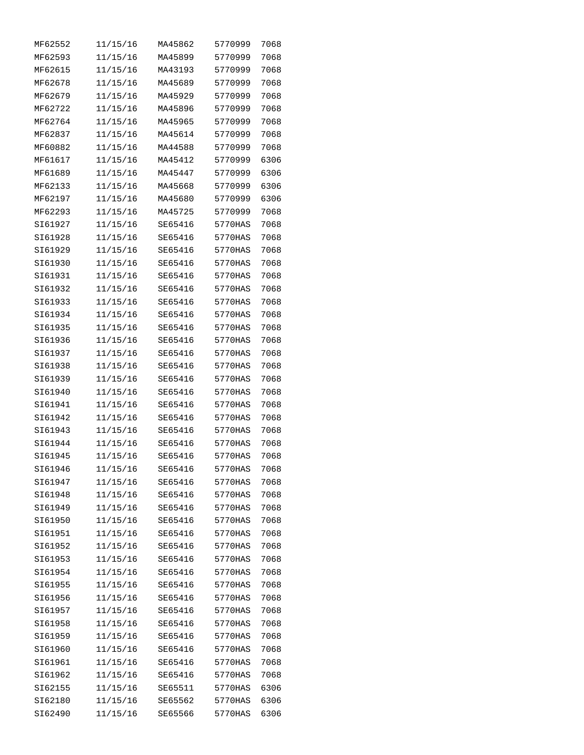| | | | | |
|---|---|---|---|---|
| MF62552 | 11/15/16 | MA45862 | 5770999 | 7068 |
| MF62593 | 11/15/16 | MA45899 | 5770999 | 7068 |
| MF62615 | 11/15/16 | MA43193 | 5770999 | 7068 |
| MF62678 | 11/15/16 | MA45689 | 5770999 | 7068 |
| MF62679 | 11/15/16 | MA45929 | 5770999 | 7068 |
| MF62722 | 11/15/16 | MA45896 | 5770999 | 7068 |
| MF62764 | 11/15/16 | MA45965 | 5770999 | 7068 |
| MF62837 | 11/15/16 | MA45614 | 5770999 | 7068 |
| MF60882 | 11/15/16 | MA44588 | 5770999 | 7068 |
| MF61617 | 11/15/16 | MA45412 | 5770999 | 6306 |
| MF61689 | 11/15/16 | MA45447 | 5770999 | 6306 |
| MF62133 | 11/15/16 | MA45668 | 5770999 | 6306 |
| MF62197 | 11/15/16 | MA45680 | 5770999 | 6306 |
| MF62293 | 11/15/16 | MA45725 | 5770999 | 7068 |
| SI61927 | 11/15/16 | SE65416 | 5770HAS | 7068 |
| SI61928 | 11/15/16 | SE65416 | 5770HAS | 7068 |
| SI61929 | 11/15/16 | SE65416 | 5770HAS | 7068 |
| SI61930 | 11/15/16 | SE65416 | 5770HAS | 7068 |
| SI61931 | 11/15/16 | SE65416 | 5770HAS | 7068 |
| SI61932 | 11/15/16 | SE65416 | 5770HAS | 7068 |
| SI61933 | 11/15/16 | SE65416 | 5770HAS | 7068 |
| SI61934 | 11/15/16 | SE65416 | 5770HAS | 7068 |
| SI61935 | 11/15/16 | SE65416 | 5770HAS | 7068 |
| SI61936 | 11/15/16 | SE65416 | 5770HAS | 7068 |
| SI61937 | 11/15/16 | SE65416 | 5770HAS | 7068 |
| SI61938 | 11/15/16 | SE65416 | 5770HAS | 7068 |
| SI61939 | 11/15/16 | SE65416 | 5770HAS | 7068 |
| SI61940 | 11/15/16 | SE65416 | 5770HAS | 7068 |
| SI61941 | 11/15/16 | SE65416 | 5770HAS | 7068 |
| SI61942 | 11/15/16 | SE65416 | 5770HAS | 7068 |
| SI61943 | 11/15/16 | SE65416 | 5770HAS | 7068 |
| SI61944 | 11/15/16 | SE65416 | 5770HAS | 7068 |
| SI61945 | 11/15/16 | SE65416 | 5770HAS | 7068 |
| SI61946 | 11/15/16 | SE65416 | 5770HAS | 7068 |
| SI61947 | 11/15/16 | SE65416 | 5770HAS | 7068 |
| SI61948 | 11/15/16 | SE65416 | 5770HAS | 7068 |
| SI61949 | 11/15/16 | SE65416 | 5770HAS | 7068 |
| SI61950 | 11/15/16 | SE65416 | 5770HAS | 7068 |
| SI61951 | 11/15/16 | SE65416 | 5770HAS | 7068 |
| SI61952 | 11/15/16 | SE65416 | 5770HAS | 7068 |
| SI61953 | 11/15/16 | SE65416 | 5770HAS | 7068 |
| SI61954 | 11/15/16 | SE65416 | 5770HAS | 7068 |
| SI61955 | 11/15/16 | SE65416 | 5770HAS | 7068 |
| SI61956 | 11/15/16 | SE65416 | 5770HAS | 7068 |
| SI61957 | 11/15/16 | SE65416 | 5770HAS | 7068 |
| SI61958 | 11/15/16 | SE65416 | 5770HAS | 7068 |
| SI61959 | 11/15/16 | SE65416 | 5770HAS | 7068 |
| SI61960 | 11/15/16 | SE65416 | 5770HAS | 7068 |
| SI61961 | 11/15/16 | SE65416 | 5770HAS | 7068 |
| SI61962 | 11/15/16 | SE65416 | 5770HAS | 7068 |
| SI62155 | 11/15/16 | SE65511 | 5770HAS | 6306 |
| SI62180 | 11/15/16 | SE65562 | 5770HAS | 6306 |
| SI62490 | 11/15/16 | SE65566 | 5770HAS | 6306 |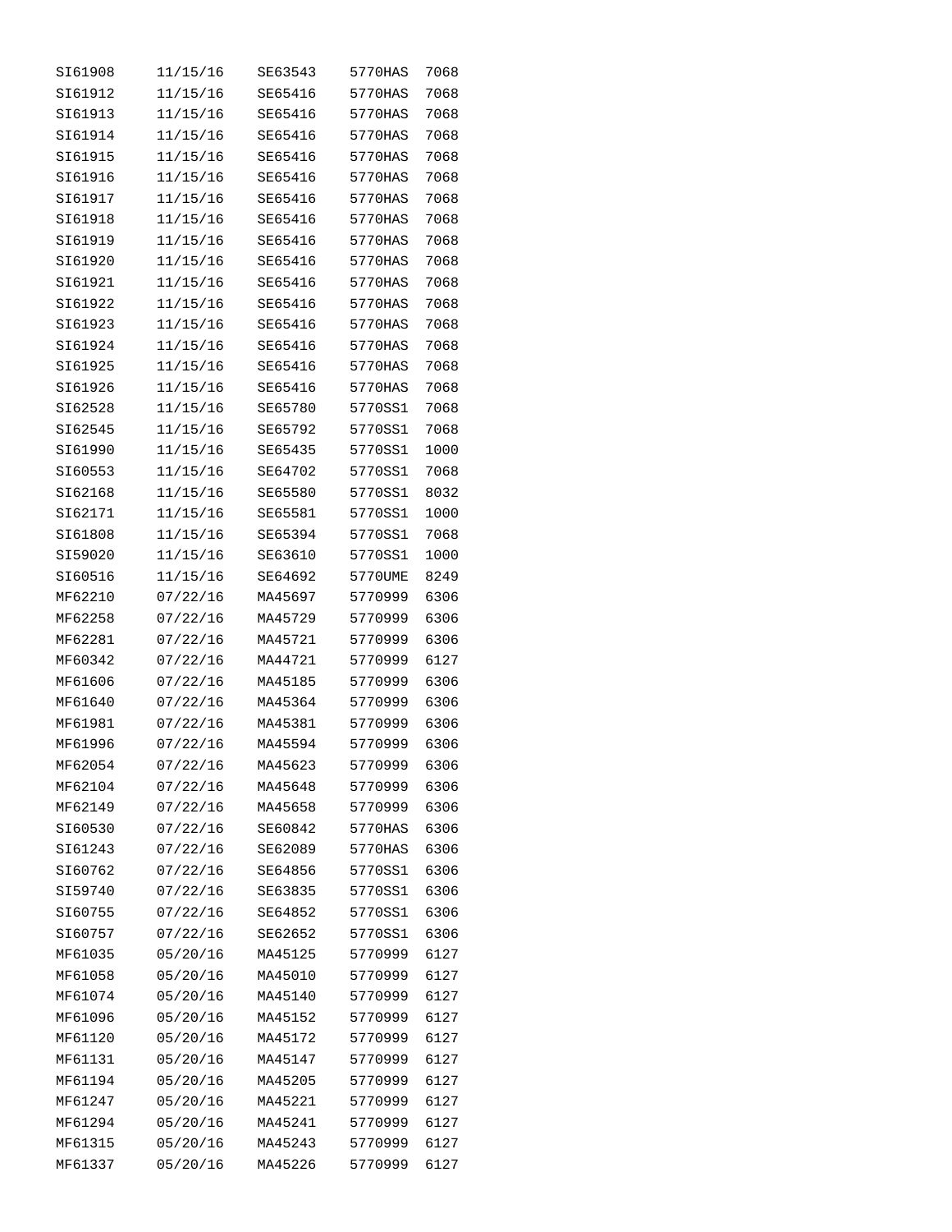| | | | | |
|---|---|---|---|---|
| SI61908 | 11/15/16 | SE63543 | 5770HAS | 7068 |
| SI61912 | 11/15/16 | SE65416 | 5770HAS | 7068 |
| SI61913 | 11/15/16 | SE65416 | 5770HAS | 7068 |
| SI61914 | 11/15/16 | SE65416 | 5770HAS | 7068 |
| SI61915 | 11/15/16 | SE65416 | 5770HAS | 7068 |
| SI61916 | 11/15/16 | SE65416 | 5770HAS | 7068 |
| SI61917 | 11/15/16 | SE65416 | 5770HAS | 7068 |
| SI61918 | 11/15/16 | SE65416 | 5770HAS | 7068 |
| SI61919 | 11/15/16 | SE65416 | 5770HAS | 7068 |
| SI61920 | 11/15/16 | SE65416 | 5770HAS | 7068 |
| SI61921 | 11/15/16 | SE65416 | 5770HAS | 7068 |
| SI61922 | 11/15/16 | SE65416 | 5770HAS | 7068 |
| SI61923 | 11/15/16 | SE65416 | 5770HAS | 7068 |
| SI61924 | 11/15/16 | SE65416 | 5770HAS | 7068 |
| SI61925 | 11/15/16 | SE65416 | 5770HAS | 7068 |
| SI61926 | 11/15/16 | SE65416 | 5770HAS | 7068 |
| SI62528 | 11/15/16 | SE65780 | 5770SS1 | 7068 |
| SI62545 | 11/15/16 | SE65792 | 5770SS1 | 7068 |
| SI61990 | 11/15/16 | SE65435 | 5770SS1 | 1000 |
| SI60553 | 11/15/16 | SE64702 | 5770SS1 | 7068 |
| SI62168 | 11/15/16 | SE65580 | 5770SS1 | 8032 |
| SI62171 | 11/15/16 | SE65581 | 5770SS1 | 1000 |
| SI61808 | 11/15/16 | SE65394 | 5770SS1 | 7068 |
| SI59020 | 11/15/16 | SE63610 | 5770SS1 | 1000 |
| SI60516 | 11/15/16 | SE64692 | 5770UME | 8249 |
| MF62210 | 07/22/16 | MA45697 | 5770999 | 6306 |
| MF62258 | 07/22/16 | MA45729 | 5770999 | 6306 |
| MF62281 | 07/22/16 | MA45721 | 5770999 | 6306 |
| MF60342 | 07/22/16 | MA44721 | 5770999 | 6127 |
| MF61606 | 07/22/16 | MA45185 | 5770999 | 6306 |
| MF61640 | 07/22/16 | MA45364 | 5770999 | 6306 |
| MF61981 | 07/22/16 | MA45381 | 5770999 | 6306 |
| MF61996 | 07/22/16 | MA45594 | 5770999 | 6306 |
| MF62054 | 07/22/16 | MA45623 | 5770999 | 6306 |
| MF62104 | 07/22/16 | MA45648 | 5770999 | 6306 |
| MF62149 | 07/22/16 | MA45658 | 5770999 | 6306 |
| SI60530 | 07/22/16 | SE60842 | 5770HAS | 6306 |
| SI61243 | 07/22/16 | SE62089 | 5770HAS | 6306 |
| SI60762 | 07/22/16 | SE64856 | 5770SS1 | 6306 |
| SI59740 | 07/22/16 | SE63835 | 5770SS1 | 6306 |
| SI60755 | 07/22/16 | SE64852 | 5770SS1 | 6306 |
| SI60757 | 07/22/16 | SE62652 | 5770SS1 | 6306 |
| MF61035 | 05/20/16 | MA45125 | 5770999 | 6127 |
| MF61058 | 05/20/16 | MA45010 | 5770999 | 6127 |
| MF61074 | 05/20/16 | MA45140 | 5770999 | 6127 |
| MF61096 | 05/20/16 | MA45152 | 5770999 | 6127 |
| MF61120 | 05/20/16 | MA45172 | 5770999 | 6127 |
| MF61131 | 05/20/16 | MA45147 | 5770999 | 6127 |
| MF61194 | 05/20/16 | MA45205 | 5770999 | 6127 |
| MF61247 | 05/20/16 | MA45221 | 5770999 | 6127 |
| MF61294 | 05/20/16 | MA45241 | 5770999 | 6127 |
| MF61315 | 05/20/16 | MA45243 | 5770999 | 6127 |
| MF61337 | 05/20/16 | MA45226 | 5770999 | 6127 |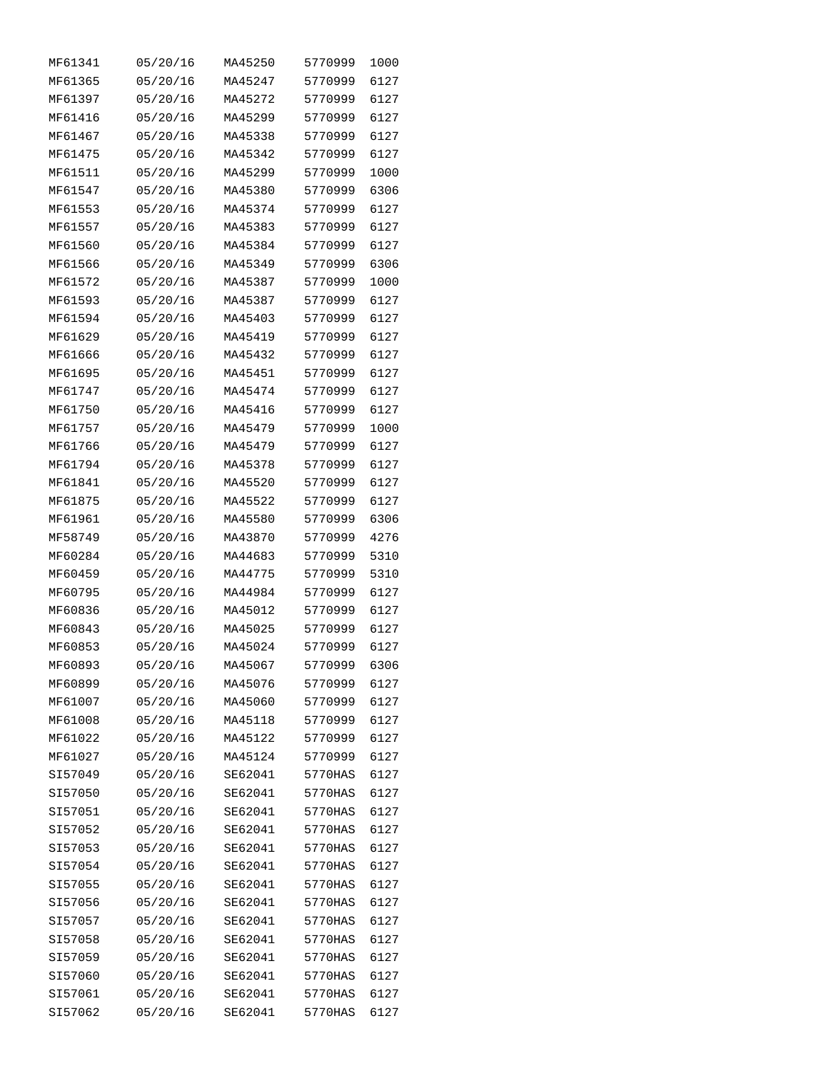| | | | | |
|---|---|---|---|---|
| MF61341 | 05/20/16 | MA45250 | 5770999 | 1000 |
| MF61365 | 05/20/16 | MA45247 | 5770999 | 6127 |
| MF61397 | 05/20/16 | MA45272 | 5770999 | 6127 |
| MF61416 | 05/20/16 | MA45299 | 5770999 | 6127 |
| MF61467 | 05/20/16 | MA45338 | 5770999 | 6127 |
| MF61475 | 05/20/16 | MA45342 | 5770999 | 6127 |
| MF61511 | 05/20/16 | MA45299 | 5770999 | 1000 |
| MF61547 | 05/20/16 | MA45380 | 5770999 | 6306 |
| MF61553 | 05/20/16 | MA45374 | 5770999 | 6127 |
| MF61557 | 05/20/16 | MA45383 | 5770999 | 6127 |
| MF61560 | 05/20/16 | MA45384 | 5770999 | 6127 |
| MF61566 | 05/20/16 | MA45349 | 5770999 | 6306 |
| MF61572 | 05/20/16 | MA45387 | 5770999 | 1000 |
| MF61593 | 05/20/16 | MA45387 | 5770999 | 6127 |
| MF61594 | 05/20/16 | MA45403 | 5770999 | 6127 |
| MF61629 | 05/20/16 | MA45419 | 5770999 | 6127 |
| MF61666 | 05/20/16 | MA45432 | 5770999 | 6127 |
| MF61695 | 05/20/16 | MA45451 | 5770999 | 6127 |
| MF61747 | 05/20/16 | MA45474 | 5770999 | 6127 |
| MF61750 | 05/20/16 | MA45416 | 5770999 | 6127 |
| MF61757 | 05/20/16 | MA45479 | 5770999 | 1000 |
| MF61766 | 05/20/16 | MA45479 | 5770999 | 6127 |
| MF61794 | 05/20/16 | MA45378 | 5770999 | 6127 |
| MF61841 | 05/20/16 | MA45520 | 5770999 | 6127 |
| MF61875 | 05/20/16 | MA45522 | 5770999 | 6127 |
| MF61961 | 05/20/16 | MA45580 | 5770999 | 6306 |
| MF58749 | 05/20/16 | MA43870 | 5770999 | 4276 |
| MF60284 | 05/20/16 | MA44683 | 5770999 | 5310 |
| MF60459 | 05/20/16 | MA44775 | 5770999 | 5310 |
| MF60795 | 05/20/16 | MA44984 | 5770999 | 6127 |
| MF60836 | 05/20/16 | MA45012 | 5770999 | 6127 |
| MF60843 | 05/20/16 | MA45025 | 5770999 | 6127 |
| MF60853 | 05/20/16 | MA45024 | 5770999 | 6127 |
| MF60893 | 05/20/16 | MA45067 | 5770999 | 6306 |
| MF60899 | 05/20/16 | MA45076 | 5770999 | 6127 |
| MF61007 | 05/20/16 | MA45060 | 5770999 | 6127 |
| MF61008 | 05/20/16 | MA45118 | 5770999 | 6127 |
| MF61022 | 05/20/16 | MA45122 | 5770999 | 6127 |
| MF61027 | 05/20/16 | MA45124 | 5770999 | 6127 |
| SI57049 | 05/20/16 | SE62041 | 5770HAS | 6127 |
| SI57050 | 05/20/16 | SE62041 | 5770HAS | 6127 |
| SI57051 | 05/20/16 | SE62041 | 5770HAS | 6127 |
| SI57052 | 05/20/16 | SE62041 | 5770HAS | 6127 |
| SI57053 | 05/20/16 | SE62041 | 5770HAS | 6127 |
| SI57054 | 05/20/16 | SE62041 | 5770HAS | 6127 |
| SI57055 | 05/20/16 | SE62041 | 5770HAS | 6127 |
| SI57056 | 05/20/16 | SE62041 | 5770HAS | 6127 |
| SI57057 | 05/20/16 | SE62041 | 5770HAS | 6127 |
| SI57058 | 05/20/16 | SE62041 | 5770HAS | 6127 |
| SI57059 | 05/20/16 | SE62041 | 5770HAS | 6127 |
| SI57060 | 05/20/16 | SE62041 | 5770HAS | 6127 |
| SI57061 | 05/20/16 | SE62041 | 5770HAS | 6127 |
| SI57062 | 05/20/16 | SE62041 | 5770HAS | 6127 |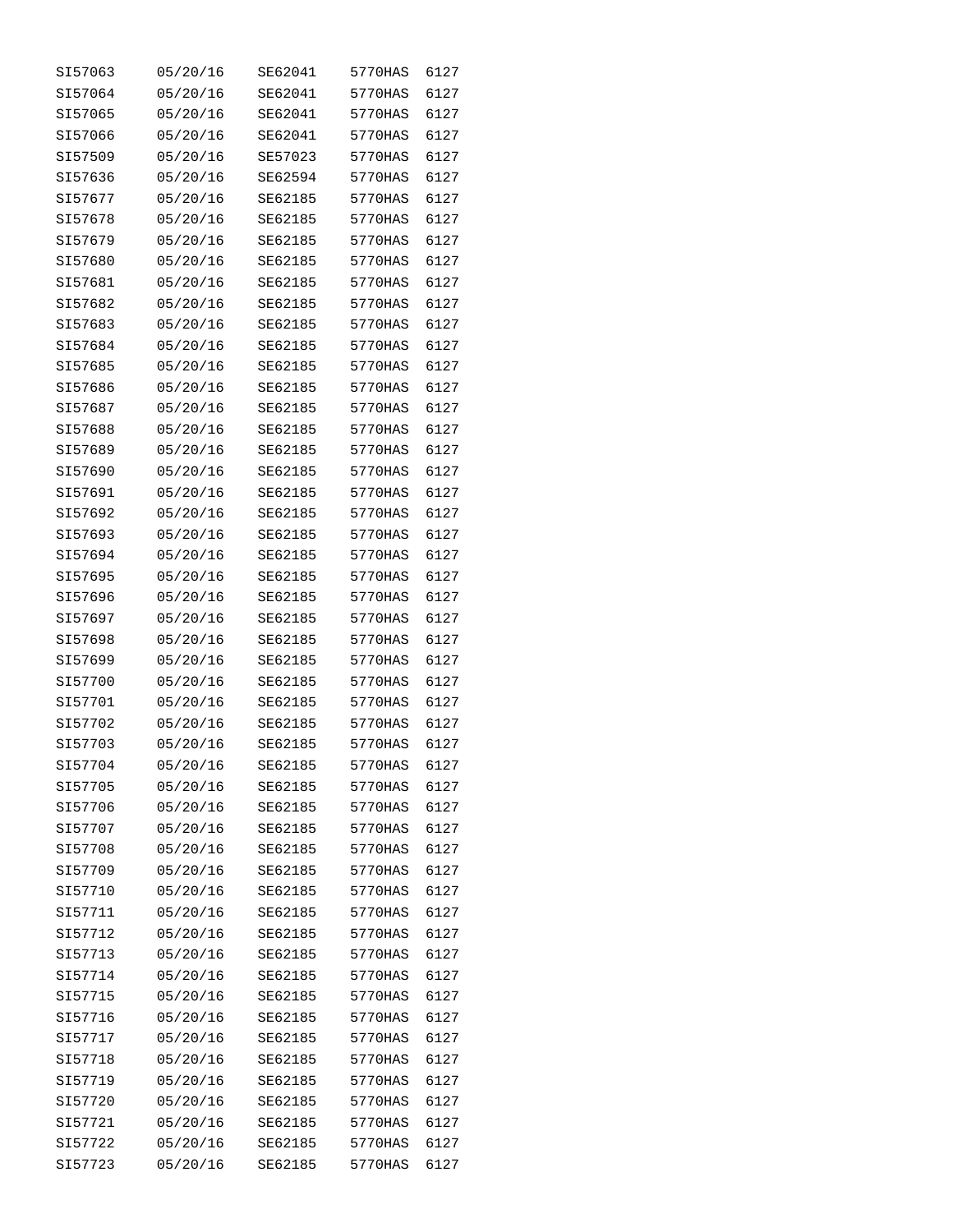| | | | | |
|---|---|---|---|---|
| SI57063 | 05/20/16 | SE62041 | 5770HAS | 6127 |
| SI57064 | 05/20/16 | SE62041 | 5770HAS | 6127 |
| SI57065 | 05/20/16 | SE62041 | 5770HAS | 6127 |
| SI57066 | 05/20/16 | SE62041 | 5770HAS | 6127 |
| SI57509 | 05/20/16 | SE57023 | 5770HAS | 6127 |
| SI57636 | 05/20/16 | SE62594 | 5770HAS | 6127 |
| SI57677 | 05/20/16 | SE62185 | 5770HAS | 6127 |
| SI57678 | 05/20/16 | SE62185 | 5770HAS | 6127 |
| SI57679 | 05/20/16 | SE62185 | 5770HAS | 6127 |
| SI57680 | 05/20/16 | SE62185 | 5770HAS | 6127 |
| SI57681 | 05/20/16 | SE62185 | 5770HAS | 6127 |
| SI57682 | 05/20/16 | SE62185 | 5770HAS | 6127 |
| SI57683 | 05/20/16 | SE62185 | 5770HAS | 6127 |
| SI57684 | 05/20/16 | SE62185 | 5770HAS | 6127 |
| SI57685 | 05/20/16 | SE62185 | 5770HAS | 6127 |
| SI57686 | 05/20/16 | SE62185 | 5770HAS | 6127 |
| SI57687 | 05/20/16 | SE62185 | 5770HAS | 6127 |
| SI57688 | 05/20/16 | SE62185 | 5770HAS | 6127 |
| SI57689 | 05/20/16 | SE62185 | 5770HAS | 6127 |
| SI57690 | 05/20/16 | SE62185 | 5770HAS | 6127 |
| SI57691 | 05/20/16 | SE62185 | 5770HAS | 6127 |
| SI57692 | 05/20/16 | SE62185 | 5770HAS | 6127 |
| SI57693 | 05/20/16 | SE62185 | 5770HAS | 6127 |
| SI57694 | 05/20/16 | SE62185 | 5770HAS | 6127 |
| SI57695 | 05/20/16 | SE62185 | 5770HAS | 6127 |
| SI57696 | 05/20/16 | SE62185 | 5770HAS | 6127 |
| SI57697 | 05/20/16 | SE62185 | 5770HAS | 6127 |
| SI57698 | 05/20/16 | SE62185 | 5770HAS | 6127 |
| SI57699 | 05/20/16 | SE62185 | 5770HAS | 6127 |
| SI57700 | 05/20/16 | SE62185 | 5770HAS | 6127 |
| SI57701 | 05/20/16 | SE62185 | 5770HAS | 6127 |
| SI57702 | 05/20/16 | SE62185 | 5770HAS | 6127 |
| SI57703 | 05/20/16 | SE62185 | 5770HAS | 6127 |
| SI57704 | 05/20/16 | SE62185 | 5770HAS | 6127 |
| SI57705 | 05/20/16 | SE62185 | 5770HAS | 6127 |
| SI57706 | 05/20/16 | SE62185 | 5770HAS | 6127 |
| SI57707 | 05/20/16 | SE62185 | 5770HAS | 6127 |
| SI57708 | 05/20/16 | SE62185 | 5770HAS | 6127 |
| SI57709 | 05/20/16 | SE62185 | 5770HAS | 6127 |
| SI57710 | 05/20/16 | SE62185 | 5770HAS | 6127 |
| SI57711 | 05/20/16 | SE62185 | 5770HAS | 6127 |
| SI57712 | 05/20/16 | SE62185 | 5770HAS | 6127 |
| SI57713 | 05/20/16 | SE62185 | 5770HAS | 6127 |
| SI57714 | 05/20/16 | SE62185 | 5770HAS | 6127 |
| SI57715 | 05/20/16 | SE62185 | 5770HAS | 6127 |
| SI57716 | 05/20/16 | SE62185 | 5770HAS | 6127 |
| SI57717 | 05/20/16 | SE62185 | 5770HAS | 6127 |
| SI57718 | 05/20/16 | SE62185 | 5770HAS | 6127 |
| SI57719 | 05/20/16 | SE62185 | 5770HAS | 6127 |
| SI57720 | 05/20/16 | SE62185 | 5770HAS | 6127 |
| SI57721 | 05/20/16 | SE62185 | 5770HAS | 6127 |
| SI57722 | 05/20/16 | SE62185 | 5770HAS | 6127 |
| SI57723 | 05/20/16 | SE62185 | 5770HAS | 6127 |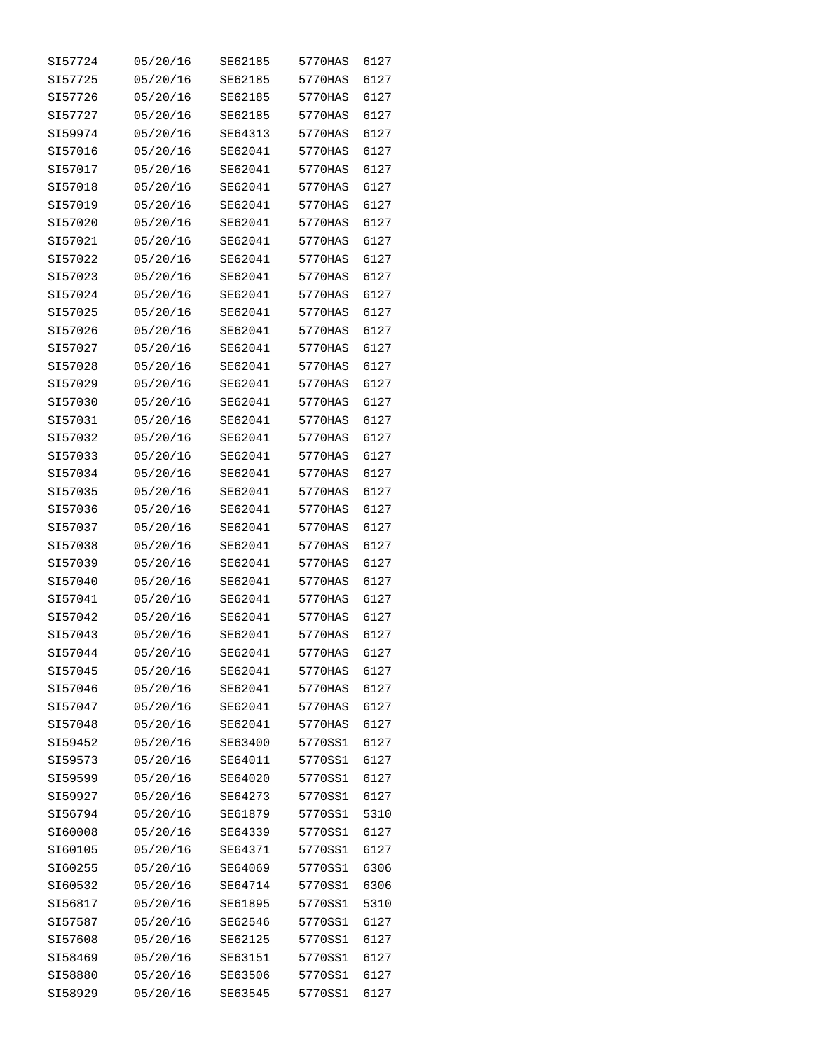| | | | | |
|---|---|---|---|---|
| SI57724 | 05/20/16 | SE62185 | 5770HAS | 6127 |
| SI57725 | 05/20/16 | SE62185 | 5770HAS | 6127 |
| SI57726 | 05/20/16 | SE62185 | 5770HAS | 6127 |
| SI57727 | 05/20/16 | SE62185 | 5770HAS | 6127 |
| SI59974 | 05/20/16 | SE64313 | 5770HAS | 6127 |
| SI57016 | 05/20/16 | SE62041 | 5770HAS | 6127 |
| SI57017 | 05/20/16 | SE62041 | 5770HAS | 6127 |
| SI57018 | 05/20/16 | SE62041 | 5770HAS | 6127 |
| SI57019 | 05/20/16 | SE62041 | 5770HAS | 6127 |
| SI57020 | 05/20/16 | SE62041 | 5770HAS | 6127 |
| SI57021 | 05/20/16 | SE62041 | 5770HAS | 6127 |
| SI57022 | 05/20/16 | SE62041 | 5770HAS | 6127 |
| SI57023 | 05/20/16 | SE62041 | 5770HAS | 6127 |
| SI57024 | 05/20/16 | SE62041 | 5770HAS | 6127 |
| SI57025 | 05/20/16 | SE62041 | 5770HAS | 6127 |
| SI57026 | 05/20/16 | SE62041 | 5770HAS | 6127 |
| SI57027 | 05/20/16 | SE62041 | 5770HAS | 6127 |
| SI57028 | 05/20/16 | SE62041 | 5770HAS | 6127 |
| SI57029 | 05/20/16 | SE62041 | 5770HAS | 6127 |
| SI57030 | 05/20/16 | SE62041 | 5770HAS | 6127 |
| SI57031 | 05/20/16 | SE62041 | 5770HAS | 6127 |
| SI57032 | 05/20/16 | SE62041 | 5770HAS | 6127 |
| SI57033 | 05/20/16 | SE62041 | 5770HAS | 6127 |
| SI57034 | 05/20/16 | SE62041 | 5770HAS | 6127 |
| SI57035 | 05/20/16 | SE62041 | 5770HAS | 6127 |
| SI57036 | 05/20/16 | SE62041 | 5770HAS | 6127 |
| SI57037 | 05/20/16 | SE62041 | 5770HAS | 6127 |
| SI57038 | 05/20/16 | SE62041 | 5770HAS | 6127 |
| SI57039 | 05/20/16 | SE62041 | 5770HAS | 6127 |
| SI57040 | 05/20/16 | SE62041 | 5770HAS | 6127 |
| SI57041 | 05/20/16 | SE62041 | 5770HAS | 6127 |
| SI57042 | 05/20/16 | SE62041 | 5770HAS | 6127 |
| SI57043 | 05/20/16 | SE62041 | 5770HAS | 6127 |
| SI57044 | 05/20/16 | SE62041 | 5770HAS | 6127 |
| SI57045 | 05/20/16 | SE62041 | 5770HAS | 6127 |
| SI57046 | 05/20/16 | SE62041 | 5770HAS | 6127 |
| SI57047 | 05/20/16 | SE62041 | 5770HAS | 6127 |
| SI57048 | 05/20/16 | SE62041 | 5770HAS | 6127 |
| SI59452 | 05/20/16 | SE63400 | 5770SS1 | 6127 |
| SI59573 | 05/20/16 | SE64011 | 5770SS1 | 6127 |
| SI59599 | 05/20/16 | SE64020 | 5770SS1 | 6127 |
| SI59927 | 05/20/16 | SE64273 | 5770SS1 | 6127 |
| SI56794 | 05/20/16 | SE61879 | 5770SS1 | 5310 |
| SI60008 | 05/20/16 | SE64339 | 5770SS1 | 6127 |
| SI60105 | 05/20/16 | SE64371 | 5770SS1 | 6127 |
| SI60255 | 05/20/16 | SE64069 | 5770SS1 | 6306 |
| SI60532 | 05/20/16 | SE64714 | 5770SS1 | 6306 |
| SI56817 | 05/20/16 | SE61895 | 5770SS1 | 5310 |
| SI57587 | 05/20/16 | SE62546 | 5770SS1 | 6127 |
| SI57608 | 05/20/16 | SE62125 | 5770SS1 | 6127 |
| SI58469 | 05/20/16 | SE63151 | 5770SS1 | 6127 |
| SI58880 | 05/20/16 | SE63506 | 5770SS1 | 6127 |
| SI58929 | 05/20/16 | SE63545 | 5770SS1 | 6127 |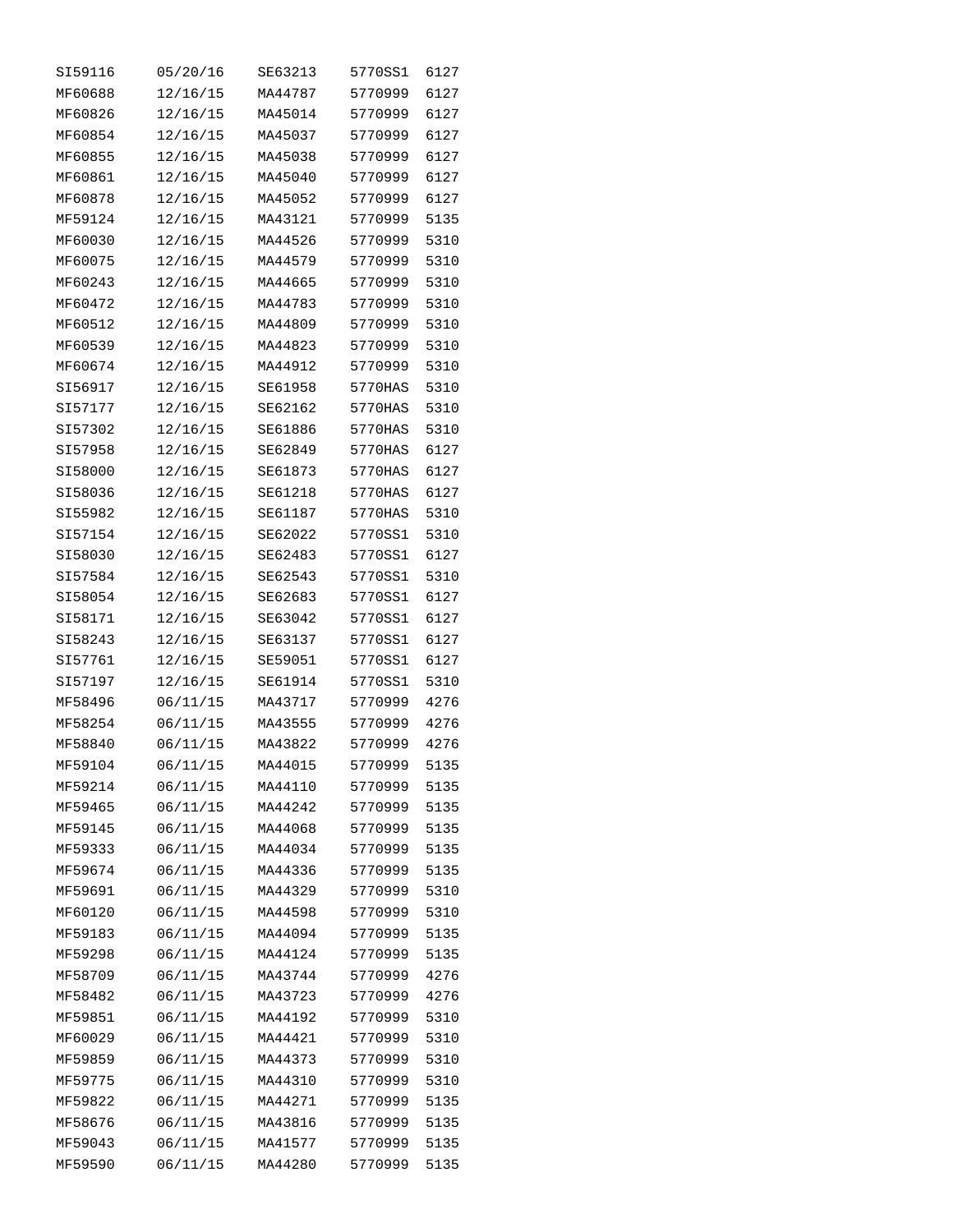| | | | | |
|---|---|---|---|---|
| SI59116 | 05/20/16 | SE63213 | 5770SS1 | 6127 |
| MF60688 | 12/16/15 | MA44787 | 5770999 | 6127 |
| MF60826 | 12/16/15 | MA45014 | 5770999 | 6127 |
| MF60854 | 12/16/15 | MA45037 | 5770999 | 6127 |
| MF60855 | 12/16/15 | MA45038 | 5770999 | 6127 |
| MF60861 | 12/16/15 | MA45040 | 5770999 | 6127 |
| MF60878 | 12/16/15 | MA45052 | 5770999 | 6127 |
| MF59124 | 12/16/15 | MA43121 | 5770999 | 5135 |
| MF60030 | 12/16/15 | MA44526 | 5770999 | 5310 |
| MF60075 | 12/16/15 | MA44579 | 5770999 | 5310 |
| MF60243 | 12/16/15 | MA44665 | 5770999 | 5310 |
| MF60472 | 12/16/15 | MA44783 | 5770999 | 5310 |
| MF60512 | 12/16/15 | MA44809 | 5770999 | 5310 |
| MF60539 | 12/16/15 | MA44823 | 5770999 | 5310 |
| MF60674 | 12/16/15 | MA44912 | 5770999 | 5310 |
| SI56917 | 12/16/15 | SE61958 | 5770HAS | 5310 |
| SI57177 | 12/16/15 | SE62162 | 5770HAS | 5310 |
| SI57302 | 12/16/15 | SE61886 | 5770HAS | 5310 |
| SI57958 | 12/16/15 | SE62849 | 5770HAS | 6127 |
| SI58000 | 12/16/15 | SE61873 | 5770HAS | 6127 |
| SI58036 | 12/16/15 | SE61218 | 5770HAS | 6127 |
| SI55982 | 12/16/15 | SE61187 | 5770HAS | 5310 |
| SI57154 | 12/16/15 | SE62022 | 5770SS1 | 5310 |
| SI58030 | 12/16/15 | SE62483 | 5770SS1 | 6127 |
| SI57584 | 12/16/15 | SE62543 | 5770SS1 | 5310 |
| SI58054 | 12/16/15 | SE62683 | 5770SS1 | 6127 |
| SI58171 | 12/16/15 | SE63042 | 5770SS1 | 6127 |
| SI58243 | 12/16/15 | SE63137 | 5770SS1 | 6127 |
| SI57761 | 12/16/15 | SE59051 | 5770SS1 | 6127 |
| SI57197 | 12/16/15 | SE61914 | 5770SS1 | 5310 |
| MF58496 | 06/11/15 | MA43717 | 5770999 | 4276 |
| MF58254 | 06/11/15 | MA43555 | 5770999 | 4276 |
| MF58840 | 06/11/15 | MA43822 | 5770999 | 4276 |
| MF59104 | 06/11/15 | MA44015 | 5770999 | 5135 |
| MF59214 | 06/11/15 | MA44110 | 5770999 | 5135 |
| MF59465 | 06/11/15 | MA44242 | 5770999 | 5135 |
| MF59145 | 06/11/15 | MA44068 | 5770999 | 5135 |
| MF59333 | 06/11/15 | MA44034 | 5770999 | 5135 |
| MF59674 | 06/11/15 | MA44336 | 5770999 | 5135 |
| MF59691 | 06/11/15 | MA44329 | 5770999 | 5310 |
| MF60120 | 06/11/15 | MA44598 | 5770999 | 5310 |
| MF59183 | 06/11/15 | MA44094 | 5770999 | 5135 |
| MF59298 | 06/11/15 | MA44124 | 5770999 | 5135 |
| MF58709 | 06/11/15 | MA43744 | 5770999 | 4276 |
| MF58482 | 06/11/15 | MA43723 | 5770999 | 4276 |
| MF59851 | 06/11/15 | MA44192 | 5770999 | 5310 |
| MF60029 | 06/11/15 | MA44421 | 5770999 | 5310 |
| MF59859 | 06/11/15 | MA44373 | 5770999 | 5310 |
| MF59775 | 06/11/15 | MA44310 | 5770999 | 5310 |
| MF59822 | 06/11/15 | MA44271 | 5770999 | 5135 |
| MF58676 | 06/11/15 | MA43816 | 5770999 | 5135 |
| MF59043 | 06/11/15 | MA41577 | 5770999 | 5135 |
| MF59590 | 06/11/15 | MA44280 | 5770999 | 5135 |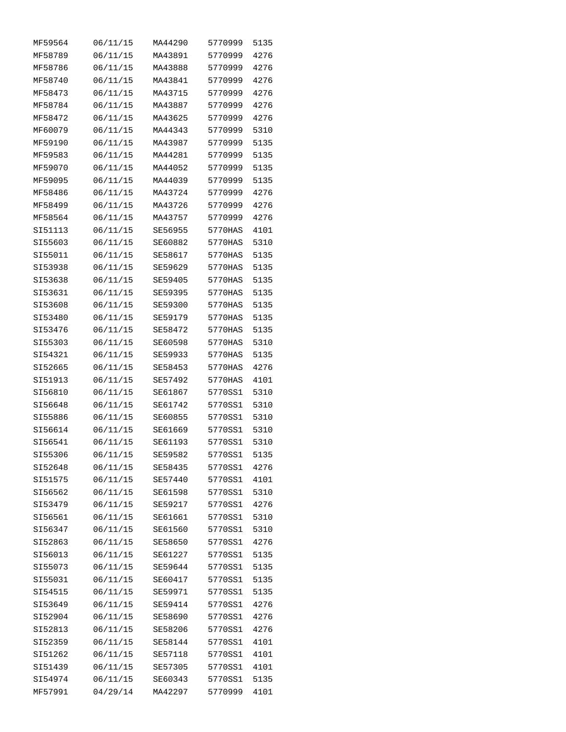| | | | | |
|---|---|---|---|---|
| MF59564 | 06/11/15 | MA44290 | 5770999 | 5135 |
| MF58789 | 06/11/15 | MA43891 | 5770999 | 4276 |
| MF58786 | 06/11/15 | MA43888 | 5770999 | 4276 |
| MF58740 | 06/11/15 | MA43841 | 5770999 | 4276 |
| MF58473 | 06/11/15 | MA43715 | 5770999 | 4276 |
| MF58784 | 06/11/15 | MA43887 | 5770999 | 4276 |
| MF58472 | 06/11/15 | MA43625 | 5770999 | 4276 |
| MF60079 | 06/11/15 | MA44343 | 5770999 | 5310 |
| MF59190 | 06/11/15 | MA43987 | 5770999 | 5135 |
| MF59583 | 06/11/15 | MA44281 | 5770999 | 5135 |
| MF59070 | 06/11/15 | MA44052 | 5770999 | 5135 |
| MF59095 | 06/11/15 | MA44039 | 5770999 | 5135 |
| MF58486 | 06/11/15 | MA43724 | 5770999 | 4276 |
| MF58499 | 06/11/15 | MA43726 | 5770999 | 4276 |
| MF58564 | 06/11/15 | MA43757 | 5770999 | 4276 |
| SI51113 | 06/11/15 | SE56955 | 5770HAS | 4101 |
| SI55603 | 06/11/15 | SE60882 | 5770HAS | 5310 |
| SI55011 | 06/11/15 | SE58617 | 5770HAS | 5135 |
| SI53938 | 06/11/15 | SE59629 | 5770HAS | 5135 |
| SI53638 | 06/11/15 | SE59405 | 5770HAS | 5135 |
| SI53631 | 06/11/15 | SE59395 | 5770HAS | 5135 |
| SI53608 | 06/11/15 | SE59300 | 5770HAS | 5135 |
| SI53480 | 06/11/15 | SE59179 | 5770HAS | 5135 |
| SI53476 | 06/11/15 | SE58472 | 5770HAS | 5135 |
| SI55303 | 06/11/15 | SE60598 | 5770HAS | 5310 |
| SI54321 | 06/11/15 | SE59933 | 5770HAS | 5135 |
| SI52665 | 06/11/15 | SE58453 | 5770HAS | 4276 |
| SI51913 | 06/11/15 | SE57492 | 5770HAS | 4101 |
| SI56810 | 06/11/15 | SE61867 | 5770SS1 | 5310 |
| SI56648 | 06/11/15 | SE61742 | 5770SS1 | 5310 |
| SI55886 | 06/11/15 | SE60855 | 5770SS1 | 5310 |
| SI56614 | 06/11/15 | SE61669 | 5770SS1 | 5310 |
| SI56541 | 06/11/15 | SE61193 | 5770SS1 | 5310 |
| SI55306 | 06/11/15 | SE59582 | 5770SS1 | 5135 |
| SI52648 | 06/11/15 | SE58435 | 5770SS1 | 4276 |
| SI51575 | 06/11/15 | SE57440 | 5770SS1 | 4101 |
| SI56562 | 06/11/15 | SE61598 | 5770SS1 | 5310 |
| SI53479 | 06/11/15 | SE59217 | 5770SS1 | 4276 |
| SI56561 | 06/11/15 | SE61661 | 5770SS1 | 5310 |
| SI56347 | 06/11/15 | SE61560 | 5770SS1 | 5310 |
| SI52863 | 06/11/15 | SE58650 | 5770SS1 | 4276 |
| SI56013 | 06/11/15 | SE61227 | 5770SS1 | 5135 |
| SI55073 | 06/11/15 | SE59644 | 5770SS1 | 5135 |
| SI55031 | 06/11/15 | SE60417 | 5770SS1 | 5135 |
| SI54515 | 06/11/15 | SE59971 | 5770SS1 | 5135 |
| SI53649 | 06/11/15 | SE59414 | 5770SS1 | 4276 |
| SI52904 | 06/11/15 | SE58690 | 5770SS1 | 4276 |
| SI52813 | 06/11/15 | SE58206 | 5770SS1 | 4276 |
| SI52359 | 06/11/15 | SE58144 | 5770SS1 | 4101 |
| SI51262 | 06/11/15 | SE57118 | 5770SS1 | 4101 |
| SI51439 | 06/11/15 | SE57305 | 5770SS1 | 4101 |
| SI54974 | 06/11/15 | SE60343 | 5770SS1 | 5135 |
| MF57991 | 04/29/14 | MA42297 | 5770999 | 4101 |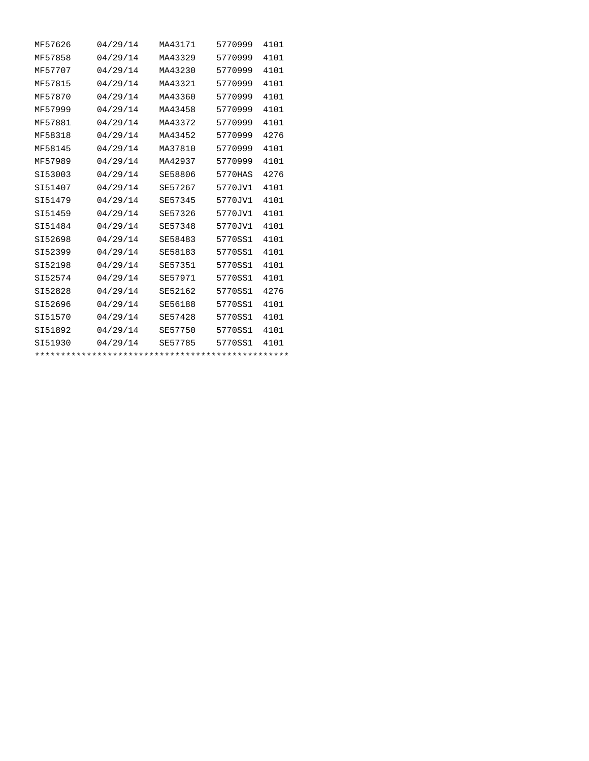| | | | | |
|---|---|---|---|---|
| MF57626 | 04/29/14 | MA43171 | 5770999 | 4101 |
| MF57858 | 04/29/14 | MA43329 | 5770999 | 4101 |
| MF57707 | 04/29/14 | MA43230 | 5770999 | 4101 |
| MF57815 | 04/29/14 | MA43321 | 5770999 | 4101 |
| MF57870 | 04/29/14 | MA43360 | 5770999 | 4101 |
| MF57999 | 04/29/14 | MA43458 | 5770999 | 4101 |
| MF57881 | 04/29/14 | MA43372 | 5770999 | 4101 |
| MF58318 | 04/29/14 | MA43452 | 5770999 | 4276 |
| MF58145 | 04/29/14 | MA37810 | 5770999 | 4101 |
| MF57989 | 04/29/14 | MA42937 | 5770999 | 4101 |
| SI53003 | 04/29/14 | SE58806 | 5770HAS | 4276 |
| SI51407 | 04/29/14 | SE57267 | 5770JV1 | 4101 |
| SI51479 | 04/29/14 | SE57345 | 5770JV1 | 4101 |
| SI51459 | 04/29/14 | SE57326 | 5770JV1 | 4101 |
| SI51484 | 04/29/14 | SE57348 | 5770JV1 | 4101 |
| SI52698 | 04/29/14 | SE58483 | 5770SS1 | 4101 |
| SI52399 | 04/29/14 | SE58183 | 5770SS1 | 4101 |
| SI52198 | 04/29/14 | SE57351 | 5770SS1 | 4101 |
| SI52574 | 04/29/14 | SE57971 | 5770SS1 | 4101 |
| SI52828 | 04/29/14 | SE52162 | 5770SS1 | 4276 |
| SI52696 | 04/29/14 | SE56188 | 5770SS1 | 4101 |
| SI51570 | 04/29/14 | SE57428 | 5770SS1 | 4101 |
| SI51892 | 04/29/14 | SE57750 | 5770SS1 | 4101 |
| SI51930 | 04/29/14 | SE57785 | 5770SS1 | 4101 |

*************************************************